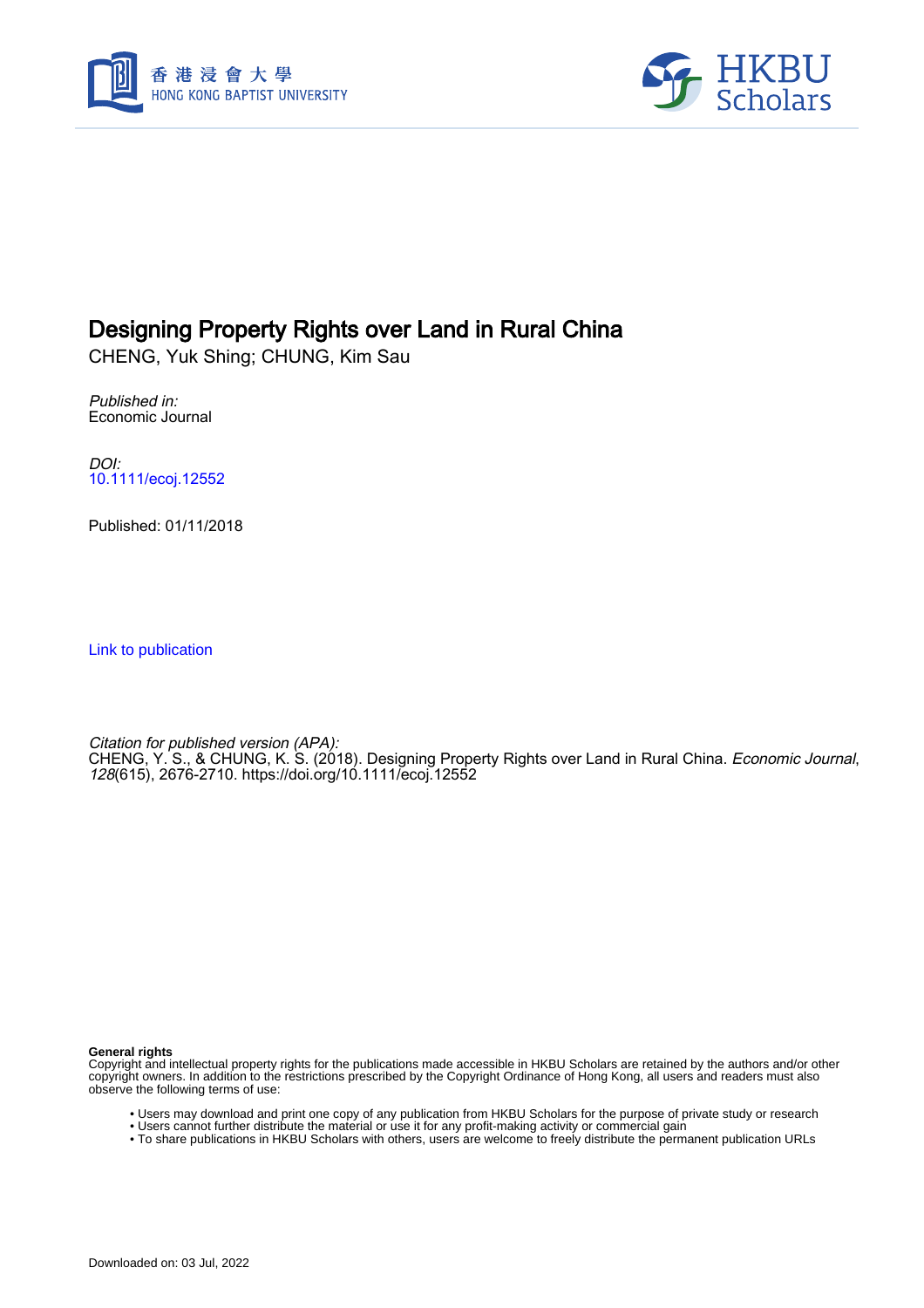# Designing Property Rights over Land in Rural China

CHENG, Yuk Shing; CHUNG, Kim Sau

*Published in:*
Economic Journal

*DOI:*
10.1111/ecoj.12552

Published: 01/11/2018

Link to publication

*Citation for published version (APA):*
CHENG, Y. S., & CHUNG, K. S. (2018). Designing Property Rights over Land in Rural China. *Economic Journal*, *128*(615), 2676-2710. https://doi.org/10.1111/ecoj.12552

**General rights**
Copyright and intellectual property rights for the publications made accessible in HKBU Scholars are retained by the authors and/or other copyright owners. In addition to the restrictions prescribed by the Copyright Ordinance of Hong Kong, all users and readers must also observe the following terms of use:

- Users may download and print one copy of any publication from HKBU Scholars for the purpose of private study or research
- Users cannot further distribute the material or use it for any profit-making activity or commercial gain
- To share publications in HKBU Scholars with others, users are welcome to freely distribute the permanent publication URLs

Downloaded on: 03 Jul, 2022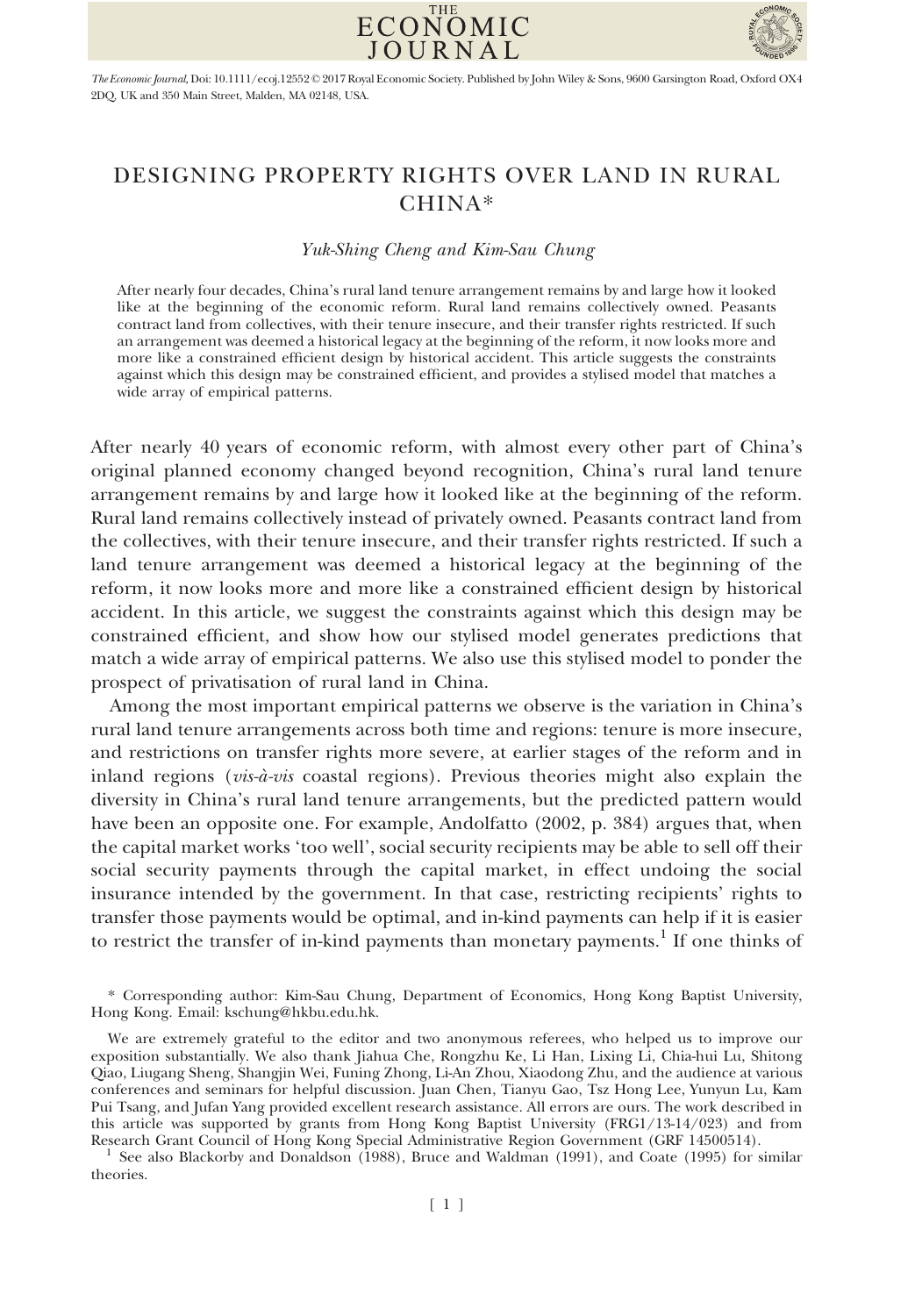# DESIGNING PROPERTY RIGHTS OVER LAND IN RURAL CHINA*

*Yuk-Shing Cheng and Kim-Sau Chung*

After nearly four decades, China's rural land tenure arrangement remains by and large how it looked like at the beginning of the economic reform. Rural land remains collectively owned. Peasants contract land from collectives, with their tenure insecure, and their transfer rights restricted. If such an arrangement was deemed a historical legacy at the beginning of the reform, it now looks more and more like a constrained efficient design by historical accident. This article suggests the constraints against which this design may be constrained efficient, and provides a stylised model that matches a wide array of empirical patterns.

After nearly 40 years of economic reform, with almost every other part of China's original planned economy changed beyond recognition, China's rural land tenure arrangement remains by and large how it looked like at the beginning of the reform. Rural land remains collectively instead of privately owned. Peasants contract land from the collectives, with their tenure insecure, and their transfer rights restricted. If such a land tenure arrangement was deemed a historical legacy at the beginning of the reform, it now looks more and more like a constrained efficient design by historical accident. In this article, we suggest the constraints against which this design may be constrained efficient, and show how our stylised model generates predictions that match a wide array of empirical patterns. We also use this stylised model to ponder the prospect of privatisation of rural land in China.

Among the most important empirical patterns we observe is the variation in China's rural land tenure arrangements across both time and regions: tenure is more insecure, and restrictions on transfer rights more severe, at earlier stages of the reform and in inland regions (*vis-à-vis* coastal regions). Previous theories might also explain the diversity in China's rural land tenure arrangements, but the predicted pattern would have been an opposite one. For example, Andolfatto (2002, p. 384) argues that, when the capital market works 'too well', social security recipients may be able to sell off their social security payments through the capital market, in effect undoing the social insurance intended by the government. In that case, restricting recipients' rights to transfer those payments would be optimal, and in-kind payments can help if it is easier to restrict the transfer of in-kind payments than monetary payments.[1] If one thinks of

\* Corresponding author: Kim-Sau Chung, Department of Economics, Hong Kong Baptist University, Hong Kong. Email: kschung@hkbu.edu.hk.

We are extremely grateful to the editor and two anonymous referees, who helped us to improve our exposition substantially. We also thank Jiahua Che, Rongzhu Ke, Li Han, Lixing Li, Chia-hui Lu, Shitong Qiao, Liugang Sheng, Shangjin Wei, Funing Zhong, Li-An Zhou, Xiaodong Zhu, and the audience at various conferences and seminars for helpful discussion. Juan Chen, Tianyu Gao, Tsz Hong Lee, Yunyun Lu, Kam Pui Tsang, and Jufan Yang provided excellent research assistance. All errors are ours. The work described in this article was supported by grants from Hong Kong Baptist University (FRG1/13-14/023) and from Research Grant Council of Hong Kong Special Administrative Region Government (GRF 14500514).

[1] See also Blackorby and Donaldson (1988), Bruce and Waldman (1991), and Coate (1995) for similar theories.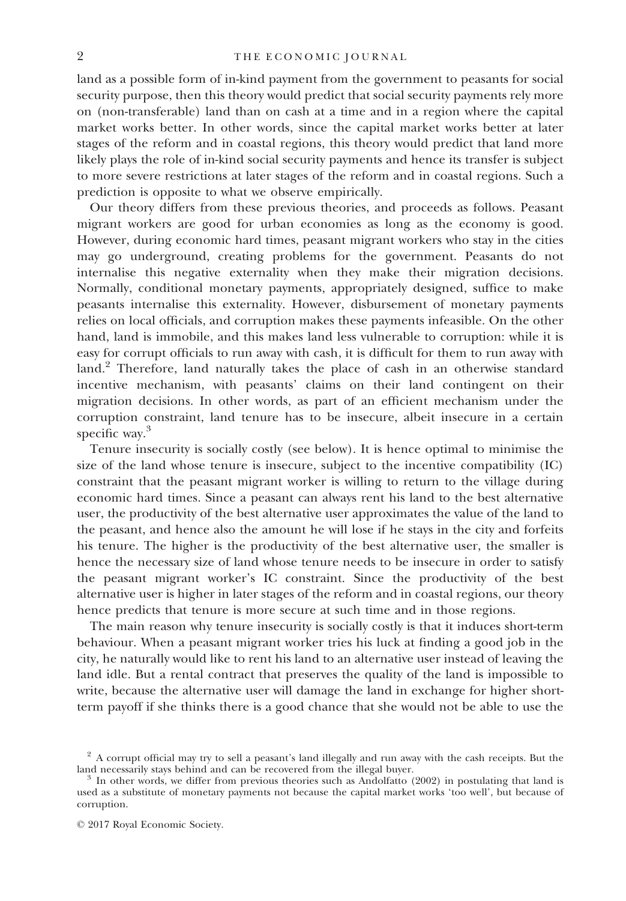land as a possible form of in-kind payment from the government to peasants for social security purpose, then this theory would predict that social security payments rely more on (non-transferable) land than on cash at a time and in a region where the capital market works better. In other words, since the capital market works better at later stages of the reform and in coastal regions, this theory would predict that land more likely plays the role of in-kind social security payments and hence its transfer is subject to more severe restrictions at later stages of the reform and in coastal regions. Such a prediction is opposite to what we observe empirically.

Our theory differs from these previous theories, and proceeds as follows. Peasant migrant workers are good for urban economies as long as the economy is good. However, during economic hard times, peasant migrant workers who stay in the cities may go underground, creating problems for the government. Peasants do not internalise this negative externality when they make their migration decisions. Normally, conditional monetary payments, appropriately designed, suffice to make peasants internalise this externality. However, disbursement of monetary payments relies on local officials, and corruption makes these payments infeasible. On the other hand, land is immobile, and this makes land less vulnerable to corruption: while it is easy for corrupt officials to run away with cash, it is difficult for them to run away with land.[2] Therefore, land naturally takes the place of cash in an otherwise standard incentive mechanism, with peasants' claims on their land contingent on their migration decisions. In other words, as part of an efficient mechanism under the corruption constraint, land tenure has to be insecure, albeit insecure in a certain specific way.[3]

Tenure insecurity is socially costly (see below). It is hence optimal to minimise the size of the land whose tenure is insecure, subject to the incentive compatibility (IC) constraint that the peasant migrant worker is willing to return to the village during economic hard times. Since a peasant can always rent his land to the best alternative user, the productivity of the best alternative user approximates the value of the land to the peasant, and hence also the amount he will lose if he stays in the city and forfeits his tenure. The higher is the productivity of the best alternative user, the smaller is hence the necessary size of land whose tenure needs to be insecure in order to satisfy the peasant migrant worker's IC constraint. Since the productivity of the best alternative user is higher in later stages of the reform and in coastal regions, our theory hence predicts that tenure is more secure at such time and in those regions.

The main reason why tenure insecurity is socially costly is that it induces short-term behaviour. When a peasant migrant worker tries his luck at finding a good job in the city, he naturally would like to rent his land to an alternative user instead of leaving the land idle. But a rental contract that preserves the quality of the land is impossible to write, because the alternative user will damage the land in exchange for higher short-term payoff if she thinks there is a good chance that she would not be able to use the

[2] A corrupt official may try to sell a peasant's land illegally and run away with the cash receipts. But the land necessarily stays behind and can be recovered from the illegal buyer.

[3] In other words, we differ from previous theories such as Andolfatto (2002) in postulating that land is used as a substitute of monetary payments not because the capital market works 'too well', but because of corruption.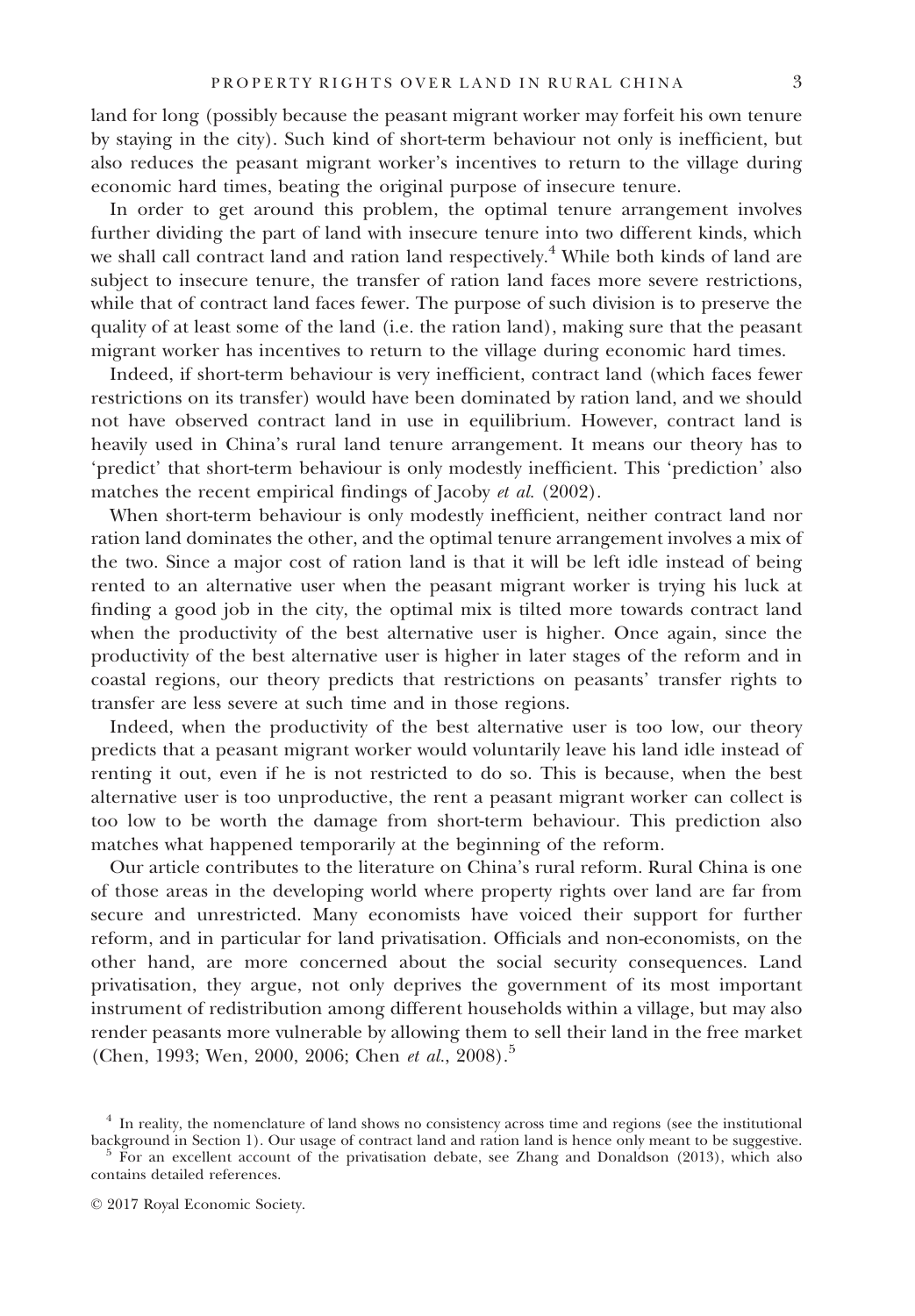land for long (possibly because the peasant migrant worker may forfeit his own tenure by staying in the city). Such kind of short-term behaviour not only is inefficient, but also reduces the peasant migrant worker's incentives to return to the village during economic hard times, beating the original purpose of insecure tenure.

In order to get around this problem, the optimal tenure arrangement involves further dividing the part of land with insecure tenure into two different kinds, which we shall call contract land and ration land respectively.[4] While both kinds of land are subject to insecure tenure, the transfer of ration land faces more severe restrictions, while that of contract land faces fewer. The purpose of such division is to preserve the quality of at least some of the land (i.e. the ration land), making sure that the peasant migrant worker has incentives to return to the village during economic hard times.

Indeed, if short-term behaviour is very inefficient, contract land (which faces fewer restrictions on its transfer) would have been dominated by ration land, and we should not have observed contract land in use in equilibrium. However, contract land is heavily used in China's rural land tenure arrangement. It means our theory has to 'predict' that short-term behaviour is only modestly inefficient. This 'prediction' also matches the recent empirical findings of Jacoby *et al.* (2002).

When short-term behaviour is only modestly inefficient, neither contract land nor ration land dominates the other, and the optimal tenure arrangement involves a mix of the two. Since a major cost of ration land is that it will be left idle instead of being rented to an alternative user when the peasant migrant worker is trying his luck at finding a good job in the city, the optimal mix is tilted more towards contract land when the productivity of the best alternative user is higher. Once again, since the productivity of the best alternative user is higher in later stages of the reform and in coastal regions, our theory predicts that restrictions on peasants' transfer rights to transfer are less severe at such time and in those regions.

Indeed, when the productivity of the best alternative user is too low, our theory predicts that a peasant migrant worker would voluntarily leave his land idle instead of renting it out, even if he is not restricted to do so. This is because, when the best alternative user is too unproductive, the rent a peasant migrant worker can collect is too low to be worth the damage from short-term behaviour. This prediction also matches what happened temporarily at the beginning of the reform.

Our article contributes to the literature on China's rural reform. Rural China is one of those areas in the developing world where property rights over land are far from secure and unrestricted. Many economists have voiced their support for further reform, and in particular for land privatisation. Officials and non-economists, on the other hand, are more concerned about the social security consequences. Land privatisation, they argue, not only deprives the government of its most important instrument of redistribution among different households within a village, but may also render peasants more vulnerable by allowing them to sell their land in the free market (Chen, 1993; Wen, 2000, 2006; Chen *et al.*, 2008).[5]

---

[4] In reality, the nomenclature of land shows no consistency across time and regions (see the institutional background in Section 1). Our usage of contract land and ration land is hence only meant to be suggestive.

[5] For an excellent account of the privatisation debate, see Zhang and Donaldson (2013), which also contains detailed references.

© 2017 Royal Economic Society.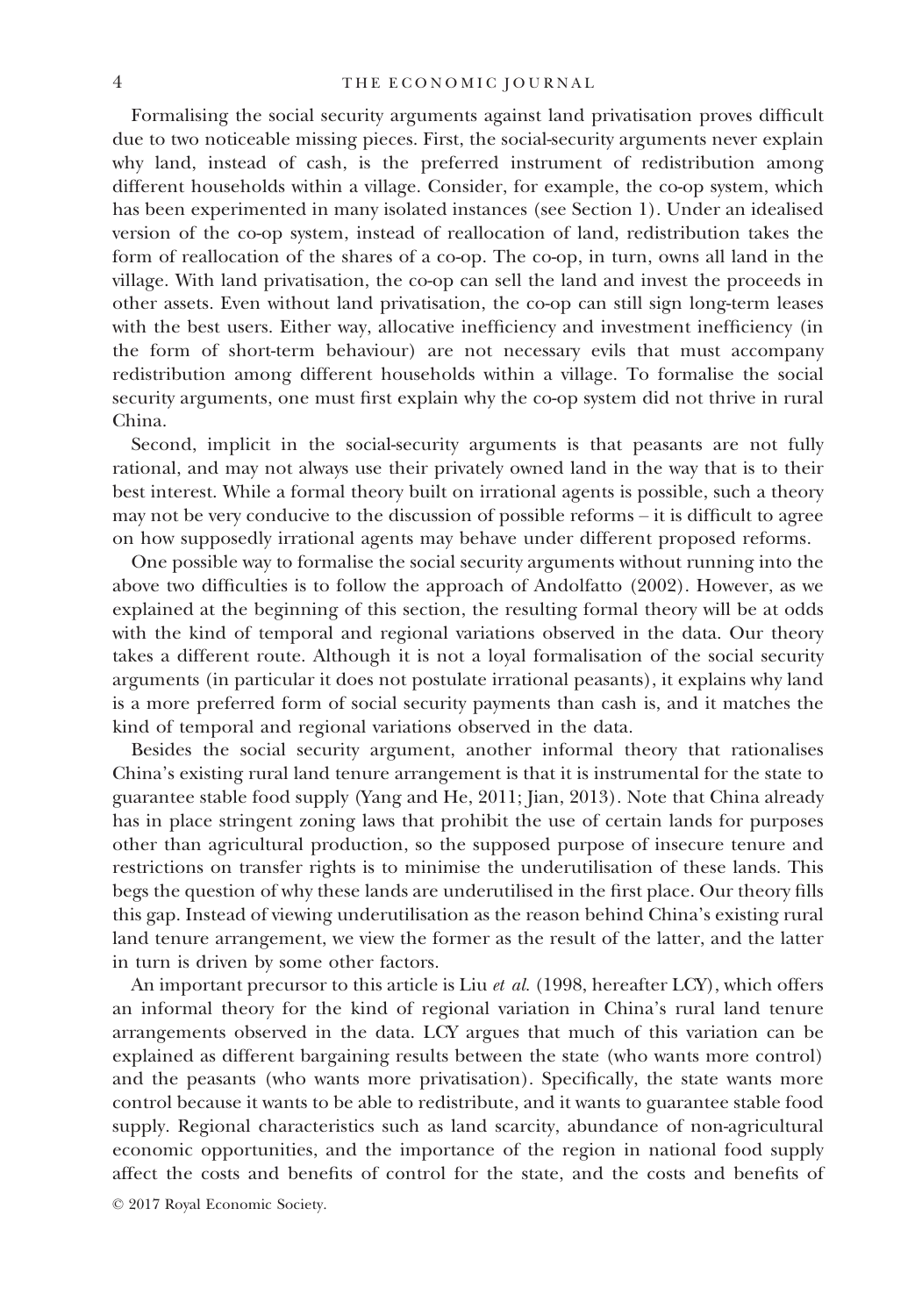Formalising the social security arguments against land privatisation proves difficult due to two noticeable missing pieces. First, the social-security arguments never explain why land, instead of cash, is the preferred instrument of redistribution among different households within a village. Consider, for example, the co-op system, which has been experimented in many isolated instances (see Section 1). Under an idealised version of the co-op system, instead of reallocation of land, redistribution takes the form of reallocation of the shares of a co-op. The co-op, in turn, owns all land in the village. With land privatisation, the co-op can sell the land and invest the proceeds in other assets. Even without land privatisation, the co-op can still sign long-term leases with the best users. Either way, allocative inefficiency and investment inefficiency (in the form of short-term behaviour) are not necessary evils that must accompany redistribution among different households within a village. To formalise the social security arguments, one must first explain why the co-op system did not thrive in rural China.

Second, implicit in the social-security arguments is that peasants are not fully rational, and may not always use their privately owned land in the way that is to their best interest. While a formal theory built on irrational agents is possible, such a theory may not be very conducive to the discussion of possible reforms – it is difficult to agree on how supposedly irrational agents may behave under different proposed reforms.

One possible way to formalise the social security arguments without running into the above two difficulties is to follow the approach of Andolfatto (2002). However, as we explained at the beginning of this section, the resulting formal theory will be at odds with the kind of temporal and regional variations observed in the data. Our theory takes a different route. Although it is not a loyal formalisation of the social security arguments (in particular it does not postulate irrational peasants), it explains why land is a more preferred form of social security payments than cash is, and it matches the kind of temporal and regional variations observed in the data.

Besides the social security argument, another informal theory that rationalises China's existing rural land tenure arrangement is that it is instrumental for the state to guarantee stable food supply (Yang and He, 2011; Jian, 2013). Note that China already has in place stringent zoning laws that prohibit the use of certain lands for purposes other than agricultural production, so the supposed purpose of insecure tenure and restrictions on transfer rights is to minimise the underutilisation of these lands. This begs the question of why these lands are underutilised in the first place. Our theory fills this gap. Instead of viewing underutilisation as the reason behind China's existing rural land tenure arrangement, we view the former as the result of the latter, and the latter in turn is driven by some other factors.

An important precursor to this article is Liu *et al.* (1998, hereafter LCY), which offers an informal theory for the kind of regional variation in China's rural land tenure arrangements observed in the data. LCY argues that much of this variation can be explained as different bargaining results between the state (who wants more control) and the peasants (who wants more privatisation). Specifically, the state wants more control because it wants to be able to redistribute, and it wants to guarantee stable food supply. Regional characteristics such as land scarcity, abundance of non-agricultural economic opportunities, and the importance of the region in national food supply affect the costs and benefits of control for the state, and the costs and benefits of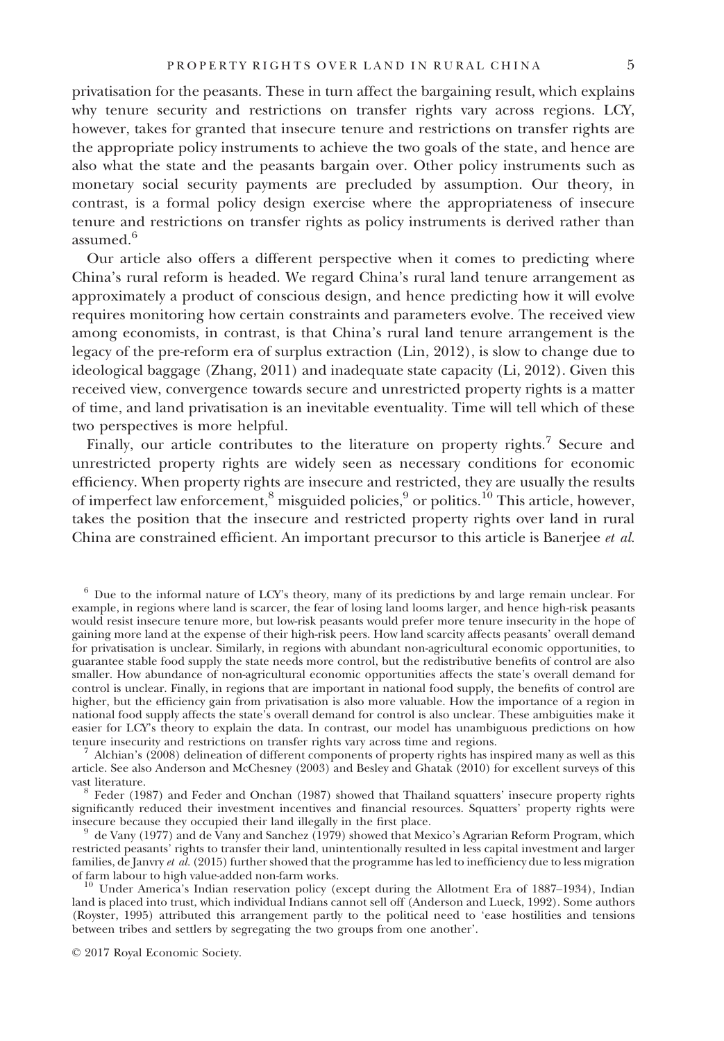privatisation for the peasants. These in turn affect the bargaining result, which explains why tenure security and restrictions on transfer rights vary across regions. LCY, however, takes for granted that insecure tenure and restrictions on transfer rights are the appropriate policy instruments to achieve the two goals of the state, and hence are also what the state and the peasants bargain over. Other policy instruments such as monetary social security payments are precluded by assumption. Our theory, in contrast, is a formal policy design exercise where the appropriateness of insecure tenure and restrictions on transfer rights as policy instruments is derived rather than assumed.[6]

Our article also offers a different perspective when it comes to predicting where China's rural reform is headed. We regard China's rural land tenure arrangement as approximately a product of conscious design, and hence predicting how it will evolve requires monitoring how certain constraints and parameters evolve. The received view among economists, in contrast, is that China's rural land tenure arrangement is the legacy of the pre-reform era of surplus extraction (Lin, 2012), is slow to change due to ideological baggage (Zhang, 2011) and inadequate state capacity (Li, 2012). Given this received view, convergence towards secure and unrestricted property rights is a matter of time, and land privatisation is an inevitable eventuality. Time will tell which of these two perspectives is more helpful.

Finally, our article contributes to the literature on property rights.[7] Secure and unrestricted property rights are widely seen as necessary conditions for economic efficiency. When property rights are insecure and restricted, they are usually the results of imperfect law enforcement,[8] misguided policies,[9] or politics.[10] This article, however, takes the position that the insecure and restricted property rights over land in rural China are constrained efficient. An important precursor to this article is Banerjee *et al.*

[6] Due to the informal nature of LCY's theory, many of its predictions by and large remain unclear. For example, in regions where land is scarcer, the fear of losing land looms larger, and hence high-risk peasants would resist insecure tenure more, but low-risk peasants would prefer more tenure insecurity in the hope of gaining more land at the expense of their high-risk peers. How land scarcity affects peasants' overall demand for privatisation is unclear. Similarly, in regions with abundant non-agricultural economic opportunities, to guarantee stable food supply the state needs more control, but the redistributive benefits of control are also smaller. How abundance of non-agricultural economic opportunities affects the state's overall demand for control is unclear. Finally, in regions that are important in national food supply, the benefits of control are higher, but the efficiency gain from privatisation is also more valuable. How the importance of a region in national food supply affects the state's overall demand for control is also unclear. These ambiguities make it easier for LCY's theory to explain the data. In contrast, our model has unambiguous predictions on how tenure insecurity and restrictions on transfer rights vary across time and regions.

[7] Alchian's (2008) delineation of different components of property rights has inspired many as well as this article. See also Anderson and McChesney (2003) and Besley and Ghatak (2010) for excellent surveys of this vast literature.

[8] Feder (1987) and Feder and Onchan (1987) showed that Thailand squatters' insecure property rights significantly reduced their investment incentives and financial resources. Squatters' property rights were insecure because they occupied their land illegally in the first place.

[9] de Vany (1977) and de Vany and Sanchez (1979) showed that Mexico's Agrarian Reform Program, which restricted peasants' rights to transfer their land, unintentionally resulted in less capital investment and larger families, de Janvry *et al.* (2015) further showed that the programme has led to inefficiency due to less migration of farm labour to high value-added non-farm works.

[10] Under America's Indian reservation policy (except during the Allotment Era of 1887–1934), Indian land is placed into trust, which individual Indians cannot sell off (Anderson and Lueck, 1992). Some authors (Royster, 1995) attributed this arrangement partly to the political need to 'ease hostilities and tensions between tribes and settlers by segregating the two groups from one another'.

© 2017 Royal Economic Society.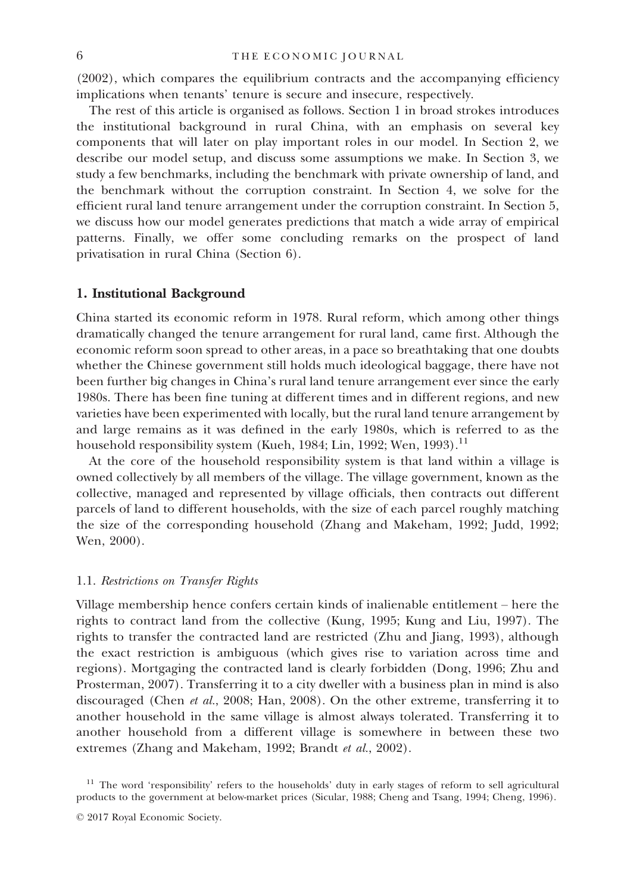(2002), which compares the equilibrium contracts and the accompanying efficiency implications when tenants' tenure is secure and insecure, respectively.

The rest of this article is organised as follows. Section 1 in broad strokes introduces the institutional background in rural China, with an emphasis on several key components that will later on play important roles in our model. In Section 2, we describe our model setup, and discuss some assumptions we make. In Section 3, we study a few benchmarks, including the benchmark with private ownership of land, and the benchmark without the corruption constraint. In Section 4, we solve for the efficient rural land tenure arrangement under the corruption constraint. In Section 5, we discuss how our model generates predictions that match a wide array of empirical patterns. Finally, we offer some concluding remarks on the prospect of land privatisation in rural China (Section 6).

## 1. Institutional Background

China started its economic reform in 1978. Rural reform, which among other things dramatically changed the tenure arrangement for rural land, came first. Although the economic reform soon spread to other areas, in a pace so breathtaking that one doubts whether the Chinese government still holds much ideological baggage, there have not been further big changes in China's rural land tenure arrangement ever since the early 1980s. There has been fine tuning at different times and in different regions, and new varieties have been experimented with locally, but the rural land tenure arrangement by and large remains as it was defined in the early 1980s, which is referred to as the household responsibility system (Kueh, 1984; Lin, 1992; Wen, 1993).[11]

At the core of the household responsibility system is that land within a village is owned collectively by all members of the village. The village government, known as the collective, managed and represented by village officials, then contracts out different parcels of land to different households, with the size of each parcel roughly matching the size of the corresponding household (Zhang and Makeham, 1992; Judd, 1992; Wen, 2000).

### 1.1. *Restrictions on Transfer Rights*

Village membership hence confers certain kinds of inalienable entitlement – here the rights to contract land from the collective (Kung, 1995; Kung and Liu, 1997). The rights to transfer the contracted land are restricted (Zhu and Jiang, 1993), although the exact restriction is ambiguous (which gives rise to variation across time and regions). Mortgaging the contracted land is clearly forbidden (Dong, 1996; Zhu and Prosterman, 2007). Transferring it to a city dweller with a business plan in mind is also discouraged (Chen *et al.*, 2008; Han, 2008). On the other extreme, transferring it to another household in the same village is almost always tolerated. Transferring it to another household from a different village is somewhere in between these two extremes (Zhang and Makeham, 1992; Brandt *et al.*, 2002).

[11] The word 'responsibility' refers to the households' duty in early stages of reform to sell agricultural products to the government at below-market prices (Sicular, 1988; Cheng and Tsang, 1994; Cheng, 1996).

© 2017 Royal Economic Society.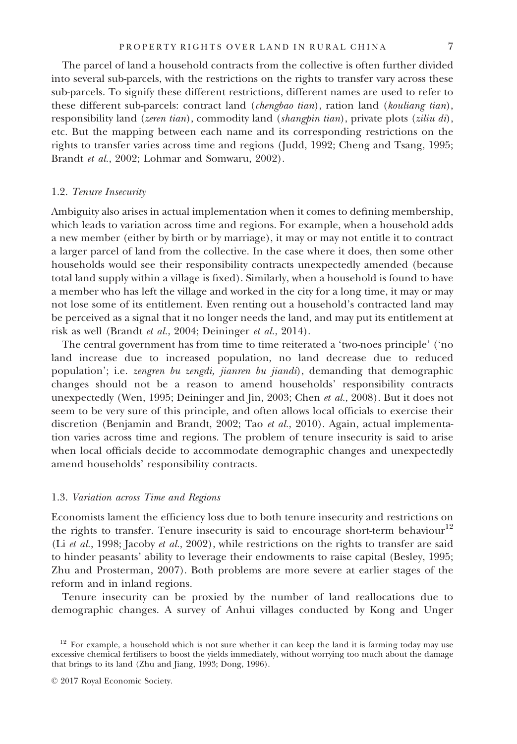The parcel of land a household contracts from the collective is often further divided into several sub-parcels, with the restrictions on the rights to transfer vary across these sub-parcels. To signify these different restrictions, different names are used to refer to these different sub-parcels: contract land (*chengbao tian*), ration land (*kouliang tian*), responsibility land (*zeren tian*), commodity land (*shangpin tian*), private plots (*ziliu di*), etc. But the mapping between each name and its corresponding restrictions on the rights to transfer varies across time and regions (Judd, 1992; Cheng and Tsang, 1995; Brandt *et al.*, 2002; Lohmar and Somwaru, 2002).

### 1.2. *Tenure Insecurity*

Ambiguity also arises in actual implementation when it comes to defining membership, which leads to variation across time and regions. For example, when a household adds a new member (either by birth or by marriage), it may or may not entitle it to contract a larger parcel of land from the collective. In the case where it does, then some other households would see their responsibility contracts unexpectedly amended (because total land supply within a village is fixed). Similarly, when a household is found to have a member who has left the village and worked in the city for a long time, it may or may not lose some of its entitlement. Even renting out a household's contracted land may be perceived as a signal that it no longer needs the land, and may put its entitlement at risk as well (Brandt *et al.*, 2004; Deininger *et al.*, 2014).

The central government has from time to time reiterated a 'two-noes principle' ('no land increase due to increased population, no land decrease due to reduced population'; i.e. *zengren bu zengdi, jianren bu jiandi*), demanding that demographic changes should not be a reason to amend households' responsibility contracts unexpectedly (Wen, 1995; Deininger and Jin, 2003; Chen *et al.*, 2008). But it does not seem to be very sure of this principle, and often allows local officials to exercise their discretion (Benjamin and Brandt, 2002; Tao *et al.*, 2010). Again, actual implementation varies across time and regions. The problem of tenure insecurity is said to arise when local officials decide to accommodate demographic changes and unexpectedly amend households' responsibility contracts.

### 1.3. *Variation across Time and Regions*

Economists lament the efficiency loss due to both tenure insecurity and restrictions on the rights to transfer. Tenure insecurity is said to encourage short-term behaviour[12] (Li *et al.*, 1998; Jacoby *et al.*, 2002), while restrictions on the rights to transfer are said to hinder peasants' ability to leverage their endowments to raise capital (Besley, 1995; Zhu and Prosterman, 2007). Both problems are more severe at earlier stages of the reform and in inland regions.

Tenure insecurity can be proxied by the number of land reallocations due to demographic changes. A survey of Anhui villages conducted by Kong and Unger

[12] For example, a household which is not sure whether it can keep the land it is farming today may use excessive chemical fertilisers to boost the yields immediately, without worrying too much about the damage that brings to its land (Zhu and Jiang, 1993; Dong, 1996).

© 2017 Royal Economic Society.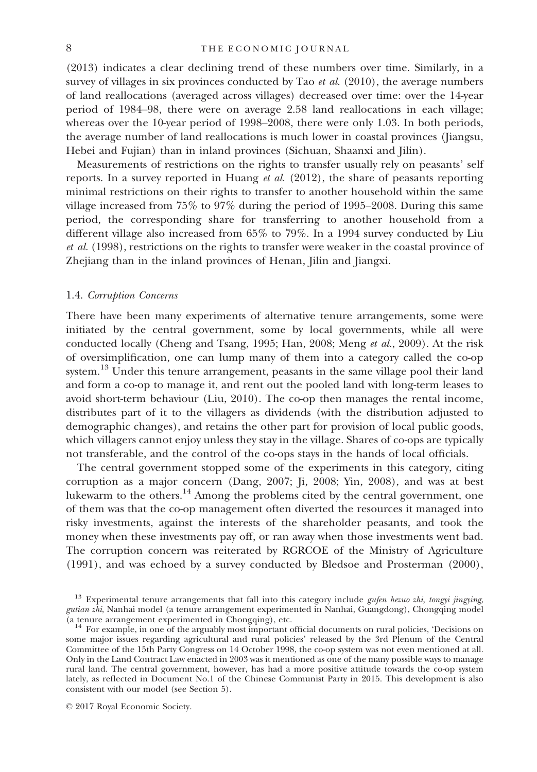(2013) indicates a clear declining trend of these numbers over time. Similarly, in a survey of villages in six provinces conducted by Tao *et al.* (2010), the average numbers of land reallocations (averaged across villages) decreased over time: over the 14-year period of 1984–98, there were on average 2.58 land reallocations in each village; whereas over the 10-year period of 1998–2008, there were only 1.03. In both periods, the average number of land reallocations is much lower in coastal provinces (Jiangsu, Hebei and Fujian) than in inland provinces (Sichuan, Shaanxi and Jilin).

Measurements of restrictions on the rights to transfer usually rely on peasants' self reports. In a survey reported in Huang *et al.* (2012), the share of peasants reporting minimal restrictions on their rights to transfer to another household within the same village increased from 75% to 97% during the period of 1995–2008. During this same period, the corresponding share for transferring to another household from a different village also increased from 65% to 79%. In a 1994 survey conducted by Liu *et al.* (1998), restrictions on the rights to transfer were weaker in the coastal province of Zhejiang than in the inland provinces of Henan, Jilin and Jiangxi.

### 1.4. *Corruption Concerns*

There have been many experiments of alternative tenure arrangements, some were initiated by the central government, some by local governments, while all were conducted locally (Cheng and Tsang, 1995; Han, 2008; Meng *et al.*, 2009). At the risk of oversimplification, one can lump many of them into a category called the co-op system.[13] Under this tenure arrangement, peasants in the same village pool their land and form a co-op to manage it, and rent out the pooled land with long-term leases to avoid short-term behaviour (Liu, 2010). The co-op then manages the rental income, distributes part of it to the villagers as dividends (with the distribution adjusted to demographic changes), and retains the other part for provision of local public goods, which villagers cannot enjoy unless they stay in the village. Shares of co-ops are typically not transferable, and the control of the co-ops stays in the hands of local officials.

The central government stopped some of the experiments in this category, citing corruption as a major concern (Dang, 2007; Ji, 2008; Yin, 2008), and was at best lukewarm to the others.[14] Among the problems cited by the central government, one of them was that the co-op management often diverted the resources it managed into risky investments, against the interests of the shareholder peasants, and took the money when these investments pay off, or ran away when those investments went bad. The corruption concern was reiterated by RGRCOE of the Ministry of Agriculture (1991), and was echoed by a survey conducted by Bledsoe and Prosterman (2000),

[13] Experimental tenure arrangements that fall into this category include *gufen hezuo zhi*, *tongyi jingying*, *gutian zhi*, Nanhai model (a tenure arrangement experimented in Nanhai, Guangdong), Chongqing model (a tenure arrangement experimented in Chongqing), etc.

[14] For example, in one of the arguably most important official documents on rural policies, 'Decisions on some major issues regarding agricultural and rural policies' released by the 3rd Plenum of the Central Committee of the 15th Party Congress on 14 October 1998, the co-op system was not even mentioned at all. Only in the Land Contract Law enacted in 2003 was it mentioned as one of the many possible ways to manage rural land. The central government, however, has had a more positive attitude towards the co-op system lately, as reflected in Document No.1 of the Chinese Communist Party in 2015. This development is also consistent with our model (see Section 5).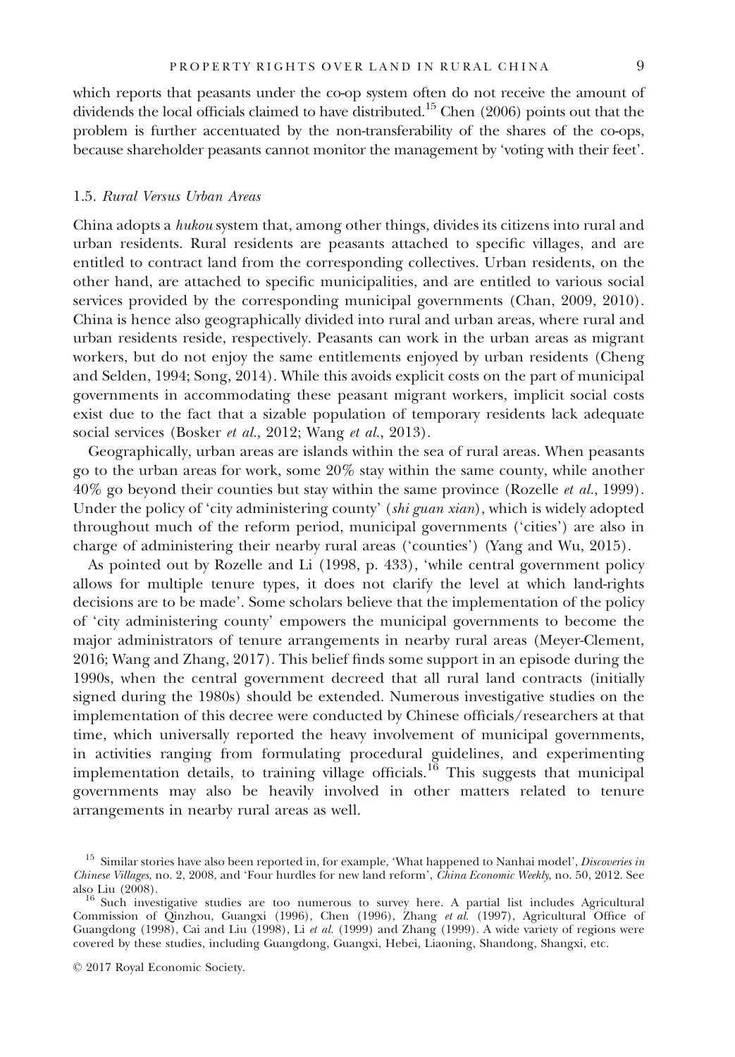which reports that peasants under the co-op system often do not receive the amount of dividends the local officials claimed to have distributed.[15] Chen (2006) points out that the problem is further accentuated by the non-transferability of the shares of the co-ops, because shareholder peasants cannot monitor the management by 'voting with their feet'.

### 1.5. *Rural Versus Urban Areas*

China adopts a *hukou* system that, among other things, divides its citizens into rural and urban residents. Rural residents are peasants attached to specific villages, and are entitled to contract land from the corresponding collectives. Urban residents, on the other hand, are attached to specific municipalities, and are entitled to various social services provided by the corresponding municipal governments (Chan, 2009, 2010). China is hence also geographically divided into rural and urban areas, where rural and urban residents reside, respectively. Peasants can work in the urban areas as migrant workers, but do not enjoy the same entitlements enjoyed by urban residents (Cheng and Selden, 1994; Song, 2014). While this avoids explicit costs on the part of municipal governments in accommodating these peasant migrant workers, implicit social costs exist due to the fact that a sizable population of temporary residents lack adequate social services (Bosker *et al.*, 2012; Wang *et al.*, 2013).

Geographically, urban areas are islands within the sea of rural areas. When peasants go to the urban areas for work, some 20% stay within the same county, while another 40% go beyond their counties but stay within the same province (Rozelle *et al.*, 1999). Under the policy of 'city administering county' (*shi guan xian*), which is widely adopted throughout much of the reform period, municipal governments ('cities') are also in charge of administering their nearby rural areas ('counties') (Yang and Wu, 2015).

As pointed out by Rozelle and Li (1998, p. 433), 'while central government policy allows for multiple tenure types, it does not clarify the level at which land-rights decisions are to be made'. Some scholars believe that the implementation of the policy of 'city administering county' empowers the municipal governments to become the major administrators of tenure arrangements in nearby rural areas (Meyer-Clement, 2016; Wang and Zhang, 2017). This belief finds some support in an episode during the 1990s, when the central government decreed that all rural land contracts (initially signed during the 1980s) should be extended. Numerous investigative studies on the implementation of this decree were conducted by Chinese officials/researchers at that time, which universally reported the heavy involvement of municipal governments, in activities ranging from formulating procedural guidelines, and experimenting implementation details, to training village officials.[16] This suggests that municipal governments may also be heavily involved in other matters related to tenure arrangements in nearby rural areas as well.

[15] Similar stories have also been reported in, for example, 'What happened to Nanhai model', *Discoveries in Chinese Villages*, no. 2, 2008, and 'Four hurdles for new land reform', *China Economic Weekly*, no. 50, 2012. See also Liu (2008).

[16] Such investigative studies are too numerous to survey here. A partial list includes Agricultural Commission of Qinzhou, Guangxi (1996), Chen (1996), Zhang *et al.* (1997), Agricultural Office of Guangdong (1998), Cai and Liu (1998), Li *et al.* (1999) and Zhang (1999). A wide variety of regions were covered by these studies, including Guangdong, Guangxi, Hebei, Liaoning, Shandong, Shangxi, etc.

© 2017 Royal Economic Society.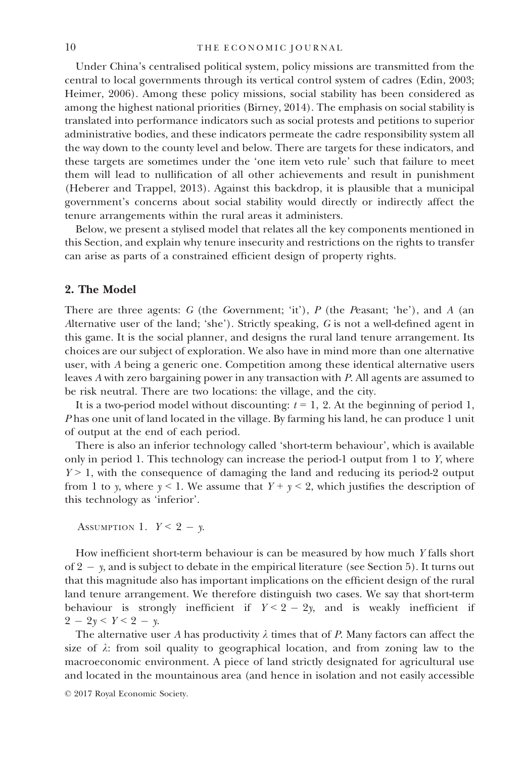Under China's centralised political system, policy missions are transmitted from the central to local governments through its vertical control system of cadres (Edin, 2003; Heimer, 2006). Among these policy missions, social stability has been considered as among the highest national priorities (Birney, 2014). The emphasis on social stability is translated into performance indicators such as social protests and petitions to superior administrative bodies, and these indicators permeate the cadre responsibility system all the way down to the county level and below. There are targets for these indicators, and these targets are sometimes under the 'one item veto rule' such that failure to meet them will lead to nullification of all other achievements and result in punishment (Heberer and Trappel, 2013). Against this backdrop, it is plausible that a municipal government's concerns about social stability would directly or indirectly affect the tenure arrangements within the rural areas it administers.

Below, we present a stylised model that relates all the key components mentioned in this Section, and explain why tenure insecurity and restrictions on the rights to transfer can arise as parts of a constrained efficient design of property rights.

## 2. The Model

There are three agents: $G$ (the *G*overnment; 'it'), $P$ (the *P*easant; 'he'), and $A$ (an *A*lternative user of the land; 'she'). Strictly speaking, $G$ is not a well-defined agent in this game. It is the social planner, and designs the rural land tenure arrangement. Its choices are our subject of exploration. We also have in mind more than one alternative user, with $A$ being a generic one. Competition among these identical alternative users leaves $A$ with zero bargaining power in any transaction with $P$. All agents are assumed to be risk neutral. There are two locations: the village, and the city.

It is a two-period model without discounting: $t = 1, 2$. At the beginning of period 1, $P$ has one unit of land located in the village. By farming his land, he can produce 1 unit of output at the end of each period.

There is also an inferior technology called 'short-term behaviour', which is available only in period 1. This technology can increase the period-1 output from 1 to $Y$, where $Y > 1$, with the consequence of damaging the land and reducing its period-2 output from 1 to $y$, where $y < 1$. We assume that $Y + y < 2$, which justifies the description of this technology as 'inferior'.

Assumption 1. $Y < 2 - y$.

How inefficient short-term behaviour is can be measured by how much $Y$ falls short of $2 - y$, and is subject to debate in the empirical literature (see Section 5). It turns out that this magnitude also has important implications on the efficient design of the rural land tenure arrangement. We therefore distinguish two cases. We say that short-term behaviour is strongly inefficient if $Y < 2 - 2y$, and is weakly inefficient if $2 - 2y < Y < 2 - y$.

The alternative user $A$ has productivity $\lambda$ times that of $P$. Many factors can affect the size of $\lambda$: from soil quality to geographical location, and from zoning law to the macroeconomic environment. A piece of land strictly designated for agricultural use and located in the mountainous area (and hence in isolation and not easily accessible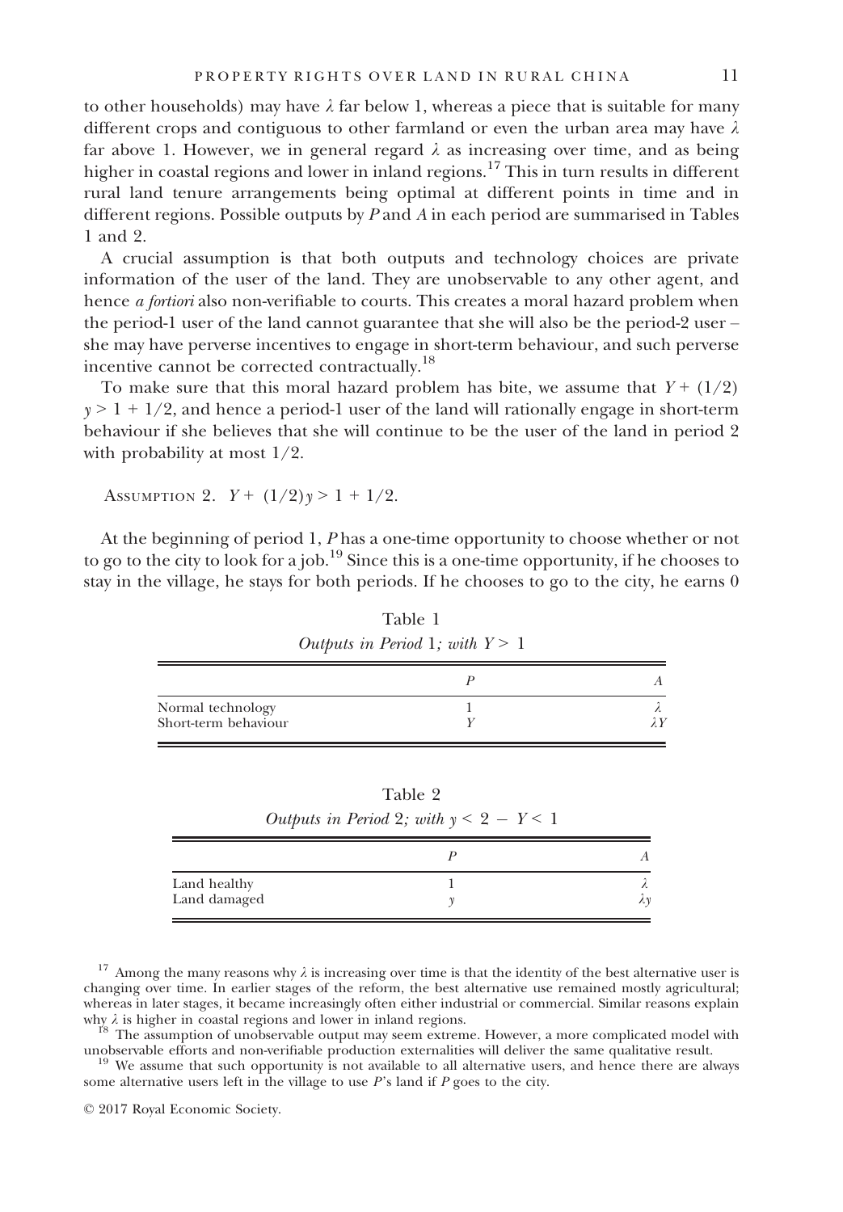to other households) may have $\lambda$ far below 1, whereas a piece that is suitable for many different crops and contiguous to other farmland or even the urban area may have $\lambda$ far above 1. However, we in general regard $\lambda$ as increasing over time, and as being higher in coastal regions and lower in inland regions.[17] This in turn results in different rural land tenure arrangements being optimal at different points in time and in different regions. Possible outputs by $P$ and $A$ in each period are summarised in Tables 1 and 2.

A crucial assumption is that both outputs and technology choices are private information of the user of the land. They are unobservable to any other agent, and hence *a fortiori* also non-verifiable to courts. This creates a moral hazard problem when the period-1 user of the land cannot guarantee that she will also be the period-2 user – she may have perverse incentives to engage in short-term behaviour, and such perverse incentive cannot be corrected contractually.[18]

To make sure that this moral hazard problem has bite, we assume that $Y + (1/2)y > 1 + 1/2$, and hence a period-1 user of the land will rationally engage in short-term behaviour if she believes that she will continue to be the user of the land in period 2 with probability at most $1/2$.

Assumption 2. $Y + (1/2)y > 1 + 1/2$.

At the beginning of period 1, $P$ has a one-time opportunity to choose whether or not to go to the city to look for a job.[19] Since this is a one-time opportunity, if he chooses to stay in the village, he stays for both periods. If he chooses to go to the city, he earns 0

Table 1
*Outputs in Period 1; with $Y > 1$*

| | $P$ | $A$ |
|---|---|---|
| Normal technology | 1 | $\lambda$ |
| Short-term behaviour | $Y$ | $\lambda Y$ |

Table 2
*Outputs in Period 2; with $y < 2 - Y < 1$*

| | $P$ | $A$ |
|---|---|---|
| Land healthy | 1 | $\lambda$ |
| Land damaged | $y$ | $\lambda y$ |

[17] Among the many reasons why $\lambda$ is increasing over time is that the identity of the best alternative user is changing over time. In earlier stages of the reform, the best alternative use remained mostly agricultural; whereas in later stages, it became increasingly often either industrial or commercial. Similar reasons explain why $\lambda$ is higher in coastal regions and lower in inland regions.

[18] The assumption of unobservable output may seem extreme. However, a more complicated model with unobservable efforts and non-verifiable production externalities will deliver the same qualitative result.

[19] We assume that such opportunity is not available to all alternative users, and hence there are always some alternative users left in the village to use $P$'s land if $P$ goes to the city.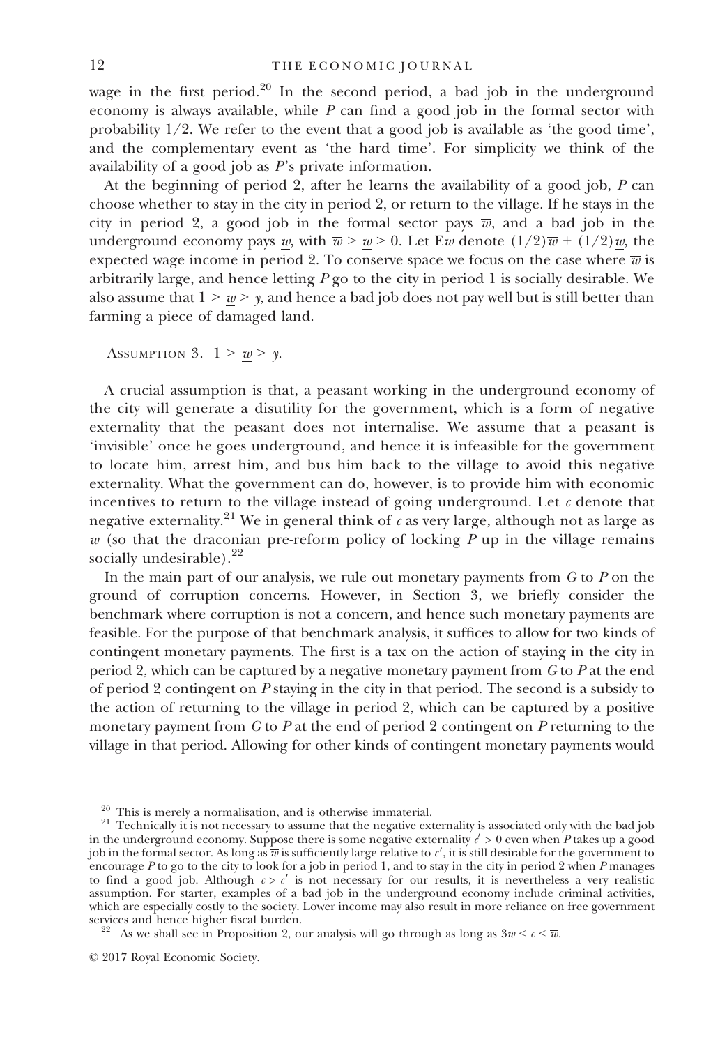wage in the first period.[20] In the second period, a bad job in the underground economy is always available, while $P$ can find a good job in the formal sector with probability 1/2. We refer to the event that a good job is available as 'the good time', and the complementary event as 'the hard time'. For simplicity we think of the availability of a good job as $P$'s private information.

At the beginning of period 2, after he learns the availability of a good job, $P$ can choose whether to stay in the city in period 2, or return to the village. If he stays in the city in period 2, a good job in the formal sector pays $\overline{w}$, and a bad job in the underground economy pays $\underline{w}$, with $\overline{w} > \underline{w} > 0$. Let $\mathrm{E}w$ denote $(1/2)\overline{w} + (1/2)\underline{w}$, the expected wage income in period 2. To conserve space we focus on the case where $\overline{w}$ is arbitrarily large, and hence letting $P$ go to the city in period 1 is socially desirable. We also assume that $1 > \underline{w} > y$, and hence a bad job does not pay well but is still better than farming a piece of damaged land.

Assumption 3. $1 > \underline{w} > y$.

A crucial assumption is that, a peasant working in the underground economy of the city will generate a disutility for the government, which is a form of negative externality that the peasant does not internalise. We assume that a peasant is 'invisible' once he goes underground, and hence it is infeasible for the government to locate him, arrest him, and bus him back to the village to avoid this negative externality. What the government can do, however, is to provide him with economic incentives to return to the village instead of going underground. Let $c$ denote that negative externality.[21] We in general think of $c$ as very large, although not as large as $\overline{w}$ (so that the draconian pre-reform policy of locking $P$ up in the village remains socially undesirable).[22]

In the main part of our analysis, we rule out monetary payments from $G$ to $P$ on the ground of corruption concerns. However, in Section 3, we briefly consider the benchmark where corruption is not a concern, and hence such monetary payments are feasible. For the purpose of that benchmark analysis, it suffices to allow for two kinds of contingent monetary payments. The first is a tax on the action of staying in the city in period 2, which can be captured by a negative monetary payment from $G$ to $P$ at the end of period 2 contingent on $P$ staying in the city in that period. The second is a subsidy to the action of returning to the village in period 2, which can be captured by a positive monetary payment from $G$ to $P$ at the end of period 2 contingent on $P$ returning to the village in that period. Allowing for other kinds of contingent monetary payments would

[20] This is merely a normalisation, and is otherwise immaterial.

[21] Technically it is not necessary to assume that the negative externality is associated only with the bad job in the underground economy. Suppose there is some negative externality $c' > 0$ even when $P$ takes up a good job in the formal sector. As long as $\overline{w}$ is sufficiently large relative to $c'$, it is still desirable for the government to encourage $P$ to go to the city to look for a job in period 1, and to stay in the city in period 2 when $P$ manages to find a good job. Although $c > c'$ is not necessary for our results, it is nevertheless a very realistic assumption. For starter, examples of a bad job in the underground economy include criminal activities, which are especially costly to the society. Lower income may also result in more reliance on free government services and hence higher fiscal burden.

[22] As we shall see in Proposition 2, our analysis will go through as long as $3\underline{w} < c < \overline{w}$.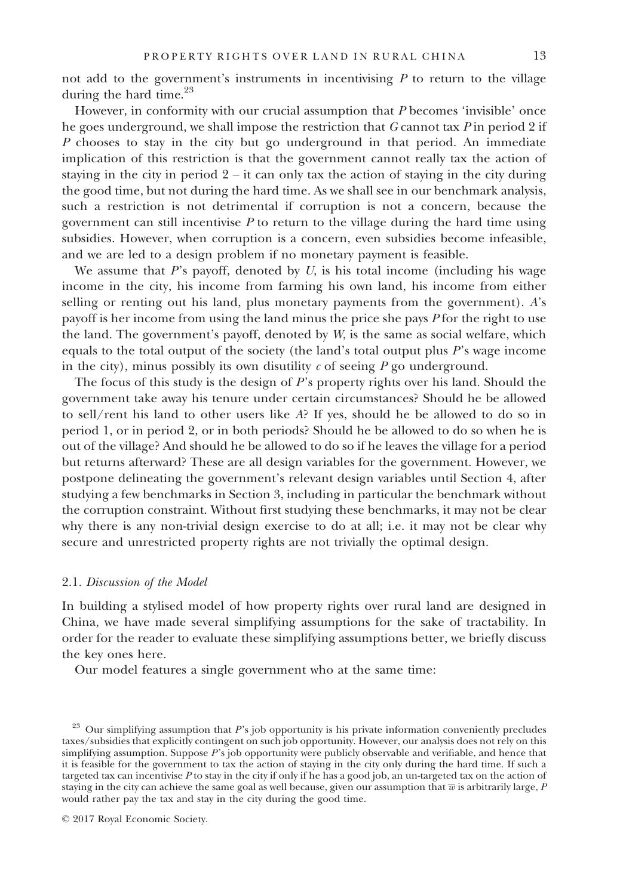not add to the government's instruments in incentivising $P$ to return to the village during the hard time.[23]

However, in conformity with our crucial assumption that $P$ becomes 'invisible' once he goes underground, we shall impose the restriction that $G$ cannot tax $P$ in period 2 if $P$ chooses to stay in the city but go underground in that period. An immediate implication of this restriction is that the government cannot really tax the action of staying in the city in period 2 – it can only tax the action of staying in the city during the good time, but not during the hard time. As we shall see in our benchmark analysis, such a restriction is not detrimental if corruption is not a concern, because the government can still incentivise $P$ to return to the village during the hard time using subsidies. However, when corruption is a concern, even subsidies become infeasible, and we are led to a design problem if no monetary payment is feasible.

We assume that $P$'s payoff, denoted by $U$, is his total income (including his wage income in the city, his income from farming his own land, his income from either selling or renting out his land, plus monetary payments from the government). $A$'s payoff is her income from using the land minus the price she pays $P$ for the right to use the land. The government's payoff, denoted by $W$, is the same as social welfare, which equals to the total output of the society (the land's total output plus $P$'s wage income in the city), minus possibly its own disutility $c$ of seeing $P$ go underground.

The focus of this study is the design of $P$'s property rights over his land. Should the government take away his tenure under certain circumstances? Should he be allowed to sell/rent his land to other users like $A$? If yes, should he be allowed to do so in period 1, or in period 2, or in both periods? Should he be allowed to do so when he is out of the village? And should he be allowed to do so if he leaves the village for a period but returns afterward? These are all design variables for the government. However, we postpone delineating the government's relevant design variables until Section 4, after studying a few benchmarks in Section 3, including in particular the benchmark without the corruption constraint. Without first studying these benchmarks, it may not be clear why there is any non-trivial design exercise to do at all; i.e. it may not be clear why secure and unrestricted property rights are not trivially the optimal design.

### 2.1. *Discussion of the Model*

In building a stylised model of how property rights over rural land are designed in China, we have made several simplifying assumptions for the sake of tractability. In order for the reader to evaluate these simplifying assumptions better, we briefly discuss the key ones here.

Our model features a single government who at the same time:

[23] Our simplifying assumption that $P$'s job opportunity is his private information conveniently precludes taxes/subsidies that explicitly contingent on such job opportunity. However, our analysis does not rely on this simplifying assumption. Suppose $P$'s job opportunity were publicly observable and verifiable, and hence that it is feasible for the government to tax the action of staying in the city only during the hard time. If such a targeted tax can incentivise $P$ to stay in the city if only if he has a good job, an un-targeted tax on the action of staying in the city can achieve the same goal as well because, given our assumption that $\overline{w}$ is arbitrarily large, $P$ would rather pay the tax and stay in the city during the good time.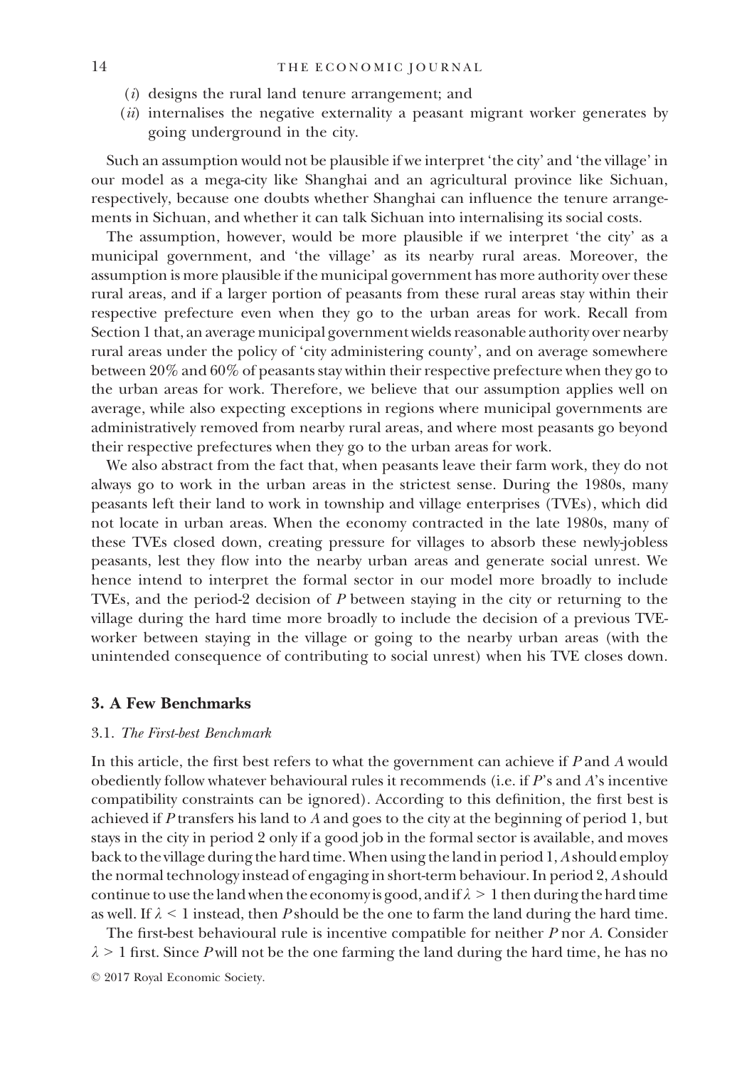(*i*) designs the rural land tenure arrangement; and

(*ii*) internalises the negative externality a peasant migrant worker generates by going underground in the city.

Such an assumption would not be plausible if we interpret 'the city' and 'the village' in our model as a mega-city like Shanghai and an agricultural province like Sichuan, respectively, because one doubts whether Shanghai can influence the tenure arrangements in Sichuan, and whether it can talk Sichuan into internalising its social costs.

The assumption, however, would be more plausible if we interpret 'the city' as a municipal government, and 'the village' as its nearby rural areas. Moreover, the assumption is more plausible if the municipal government has more authority over these rural areas, and if a larger portion of peasants from these rural areas stay within their respective prefecture even when they go to the urban areas for work. Recall from Section 1 that, an average municipal government wields reasonable authority over nearby rural areas under the policy of 'city administering county', and on average somewhere between 20% and 60% of peasants stay within their respective prefecture when they go to the urban areas for work. Therefore, we believe that our assumption applies well on average, while also expecting exceptions in regions where municipal governments are administratively removed from nearby rural areas, and where most peasants go beyond their respective prefectures when they go to the urban areas for work.

We also abstract from the fact that, when peasants leave their farm work, they do not always go to work in the urban areas in the strictest sense. During the 1980s, many peasants left their land to work in township and village enterprises (TVEs), which did not locate in urban areas. When the economy contracted in the late 1980s, many of these TVEs closed down, creating pressure for villages to absorb these newly-jobless peasants, lest they flow into the nearby urban areas and generate social unrest. We hence intend to interpret the formal sector in our model more broadly to include TVEs, and the period-2 decision of $P$ between staying in the city or returning to the village during the hard time more broadly to include the decision of a previous TVE-worker between staying in the village or going to the nearby urban areas (with the unintended consequence of contributing to social unrest) when his TVE closes down.

## 3. A Few Benchmarks

### 3.1. *The First-best Benchmark*

In this article, the first best refers to what the government can achieve if $P$ and $A$ would obediently follow whatever behavioural rules it recommends (i.e. if $P$'s and $A$'s incentive compatibility constraints can be ignored). According to this definition, the first best is achieved if $P$ transfers his land to $A$ and goes to the city at the beginning of period 1, but stays in the city in period 2 only if a good job in the formal sector is available, and moves back to the village during the hard time. When using the land in period 1, $A$ should employ the normal technology instead of engaging in short-term behaviour. In period 2, $A$ should continue to use the land when the economy is good, and if $\lambda > 1$ then during the hard time as well. If $\lambda < 1$ instead, then $P$ should be the one to farm the land during the hard time.

The first-best behavioural rule is incentive compatible for neither $P$ nor $A$. Consider $\lambda > 1$ first. Since $P$ will not be the one farming the land during the hard time, he has no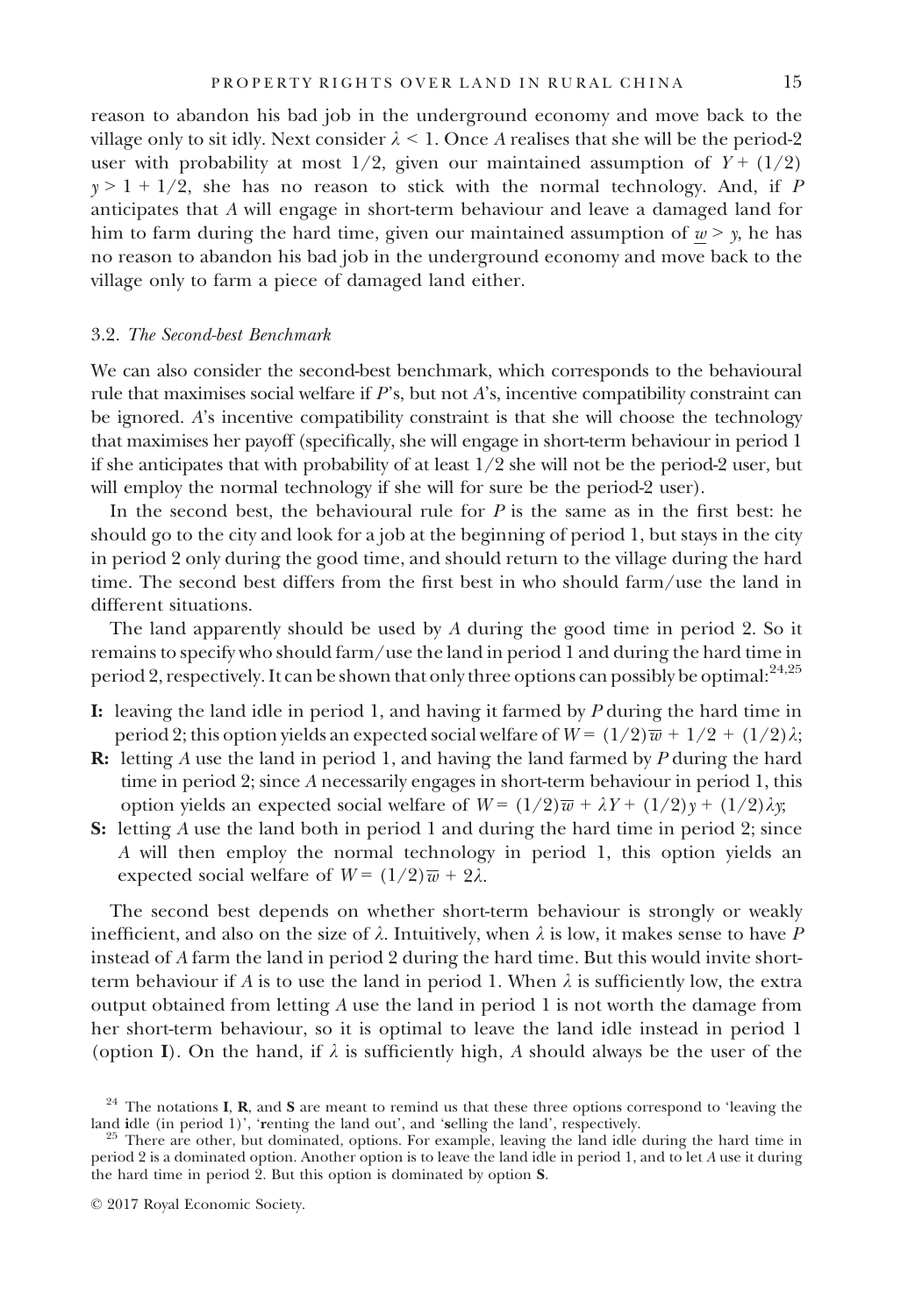reason to abandon his bad job in the underground economy and move back to the village only to sit idly. Next consider $\lambda < 1$. Once $A$ realises that she will be the period-2 user with probability at most 1/2, given our maintained assumption of $Y + (1/2)y > 1 + 1/2$, she has no reason to stick with the normal technology. And, if $P$ anticipates that $A$ will engage in short-term behaviour and leave a damaged land for him to farm during the hard time, given our maintained assumption of $\underline{w} > y$, he has no reason to abandon his bad job in the underground economy and move back to the village only to farm a piece of damaged land either.

### 3.2. *The Second-best Benchmark*

We can also consider the second-best benchmark, which corresponds to the behavioural rule that maximises social welfare if $P$'s, but not $A$'s, incentive compatibility constraint can be ignored. $A$'s incentive compatibility constraint is that she will choose the technology that maximises her payoff (specifically, she will engage in short-term behaviour in period 1 if she anticipates that with probability of at least 1/2 she will not be the period-2 user, but will employ the normal technology if she will for sure be the period-2 user).

In the second best, the behavioural rule for $P$ is the same as in the first best: he should go to the city and look for a job at the beginning of period 1, but stays in the city in period 2 only during the good time, and should return to the village during the hard time. The second best differs from the first best in who should farm/use the land in different situations.

The land apparently should be used by $A$ during the good time in period 2. So it remains to specify who should farm/use the land in period 1 and during the hard time in period 2, respectively. It can be shown that only three options can possibly be optimal:[24,25]

- **I:** leaving the land idle in period 1, and having it farmed by $P$ during the hard time in period 2; this option yields an expected social welfare of $W = (1/2)\overline{w} + 1/2 + (1/2)\lambda$;
- **R:** letting $A$ use the land in period 1, and having the land farmed by $P$ during the hard time in period 2; since $A$ necessarily engages in short-term behaviour in period 1, this option yields an expected social welfare of $W = (1/2)\overline{w} + \lambda Y + (1/2)y + (1/2)\lambda y$;
- **S:** letting $A$ use the land both in period 1 and during the hard time in period 2; since $A$ will then employ the normal technology in period 1, this option yields an expected social welfare of $W = (1/2)\overline{w} + 2\lambda$.

The second best depends on whether short-term behaviour is strongly or weakly inefficient, and also on the size of $\lambda$. Intuitively, when $\lambda$ is low, it makes sense to have $P$ instead of $A$ farm the land in period 2 during the hard time. But this would invite short-term behaviour if $A$ is to use the land in period 1. When $\lambda$ is sufficiently low, the extra output obtained from letting $A$ use the land in period 1 is not worth the damage from her short-term behaviour, so it is optimal to leave the land idle instead in period 1 (option **I**). On the hand, if $\lambda$ is sufficiently high, $A$ should always be the user of the

[24] The notations **I**, **R**, and **S** are meant to remind us that these three options correspond to 'leaving the land **i**dle (in period 1)', '**r**enting the land out', and '**s**elling the land', respectively.

[25] There are other, but dominated, options. For example, leaving the land idle during the hard time in period 2 is a dominated option. Another option is to leave the land idle in period 1, and to let $A$ use it during the hard time in period 2. But this option is dominated by option **S**.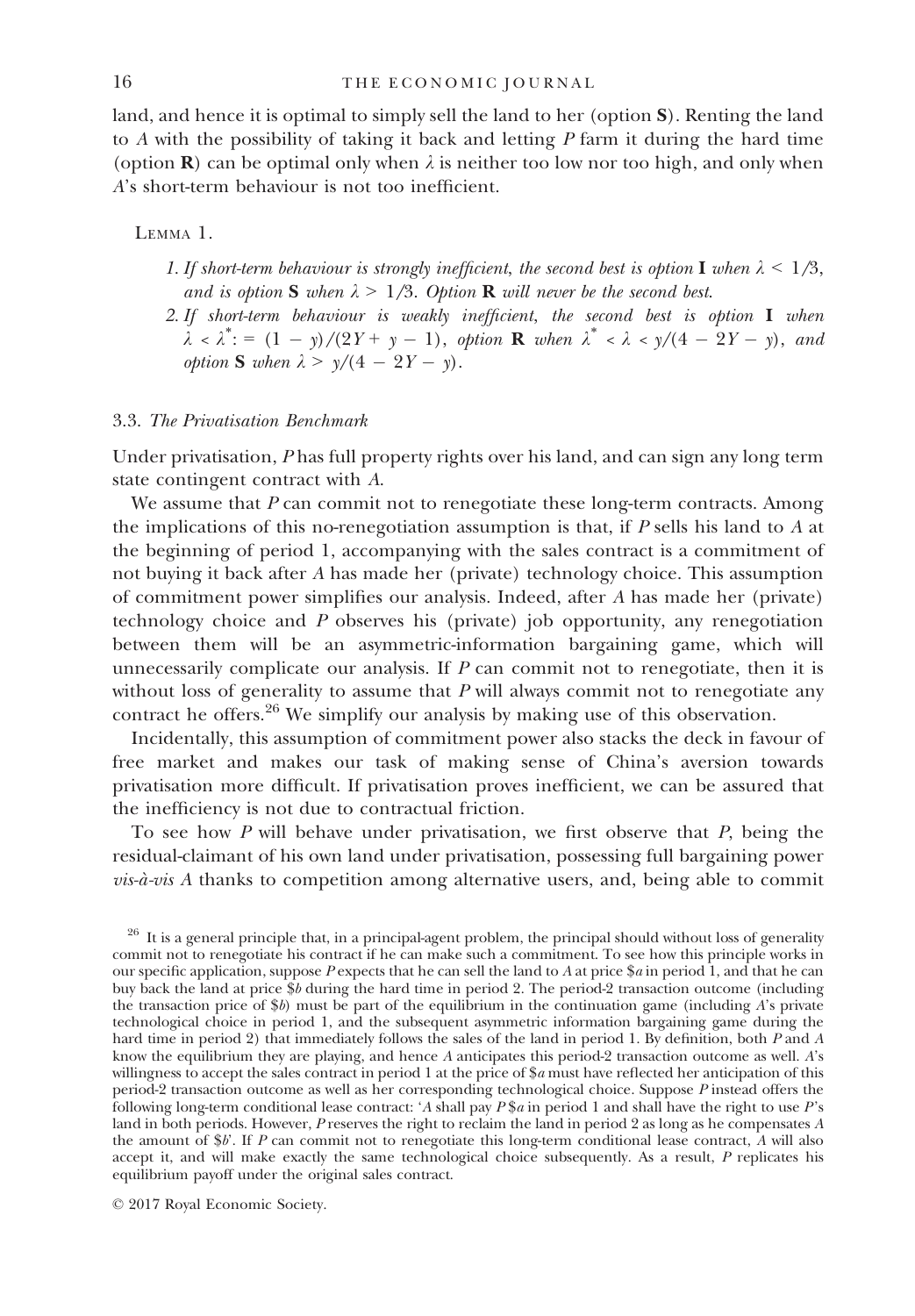land, and hence it is optimal to simply sell the land to her (option **S**). Renting the land to $A$ with the possibility of taking it back and letting $P$ farm it during the hard time (option **R**) can be optimal only when $\lambda$ is neither too low nor too high, and only when $A$'s short-term behaviour is not too inefficient.

Lemma 1.

1. *If short-term behaviour is strongly inefficient, the second best is option* **I** *when* $\lambda < 1/3$, *and is option* **S** *when* $\lambda > 1/3$. *Option* **R** *will never be the second best.*
2. *If short-term behaviour is weakly inefficient, the second best is option* **I** *when* $\lambda < \lambda^* := (1 - y)/(2Y + y - 1)$, *option* **R** *when* $\lambda^* < \lambda < y/(4 - 2Y - y)$, *and option* **S** *when* $\lambda > y/(4 - 2Y - y)$.

### 3.3. The Privatisation Benchmark

Under privatisation, $P$ has full property rights over his land, and can sign any long term state contingent contract with $A$.

We assume that $P$ can commit not to renegotiate these long-term contracts. Among the implications of this no-renegotiation assumption is that, if $P$ sells his land to $A$ at the beginning of period 1, accompanying with the sales contract is a commitment of not buying it back after $A$ has made her (private) technology choice. This assumption of commitment power simplifies our analysis. Indeed, after $A$ has made her (private) technology choice and $P$ observes his (private) job opportunity, any renegotiation between them will be an asymmetric-information bargaining game, which will unnecessarily complicate our analysis. If $P$ can commit not to renegotiate, then it is without loss of generality to assume that $P$ will always commit not to renegotiate any contract he offers.[26] We simplify our analysis by making use of this observation.

Incidentally, this assumption of commitment power also stacks the deck in favour of free market and makes our task of making sense of China's aversion towards privatisation more difficult. If privatisation proves inefficient, we can be assured that the inefficiency is not due to contractual friction.

To see how $P$ will behave under privatisation, we first observe that $P$, being the residual-claimant of his own land under privatisation, possessing full bargaining power *vis-à-vis* $A$ thanks to competition among alternative users, and, being able to commit

[26] It is a general principle that, in a principal-agent problem, the principal should without loss of generality commit not to renegotiate his contract if he can make such a commitment. To see how this principle works in our specific application, suppose $P$ expects that he can sell the land to $A$ at price \$$a$ in period 1, and that he can buy back the land at price \$$b$ during the hard time in period 2. The period-2 transaction outcome (including the transaction price of \$$b$) must be part of the equilibrium in the continuation game (including $A$'s private technological choice in period 1, and the subsequent asymmetric information bargaining game during the hard time in period 2) that immediately follows the sales of the land in period 1. By definition, both $P$ and $A$ know the equilibrium they are playing, and hence $A$ anticipates this period-2 transaction outcome as well. $A$'s willingness to accept the sales contract in period 1 at the price of \$$a$ must have reflected her anticipation of this period-2 transaction outcome as well as her corresponding technological choice. Suppose $P$ instead offers the following long-term conditional lease contract: '$A$ shall pay $P$ \$$a$ in period 1 and shall have the right to use $P$'s land in both periods. However, $P$ reserves the right to reclaim the land in period 2 as long as he compensates $A$ the amount of \$$b$'. If $P$ can commit not to renegotiate this long-term conditional lease contract, $A$ will also accept it, and will make exactly the same technological choice subsequently. As a result, $P$ replicates his equilibrium payoff under the original sales contract.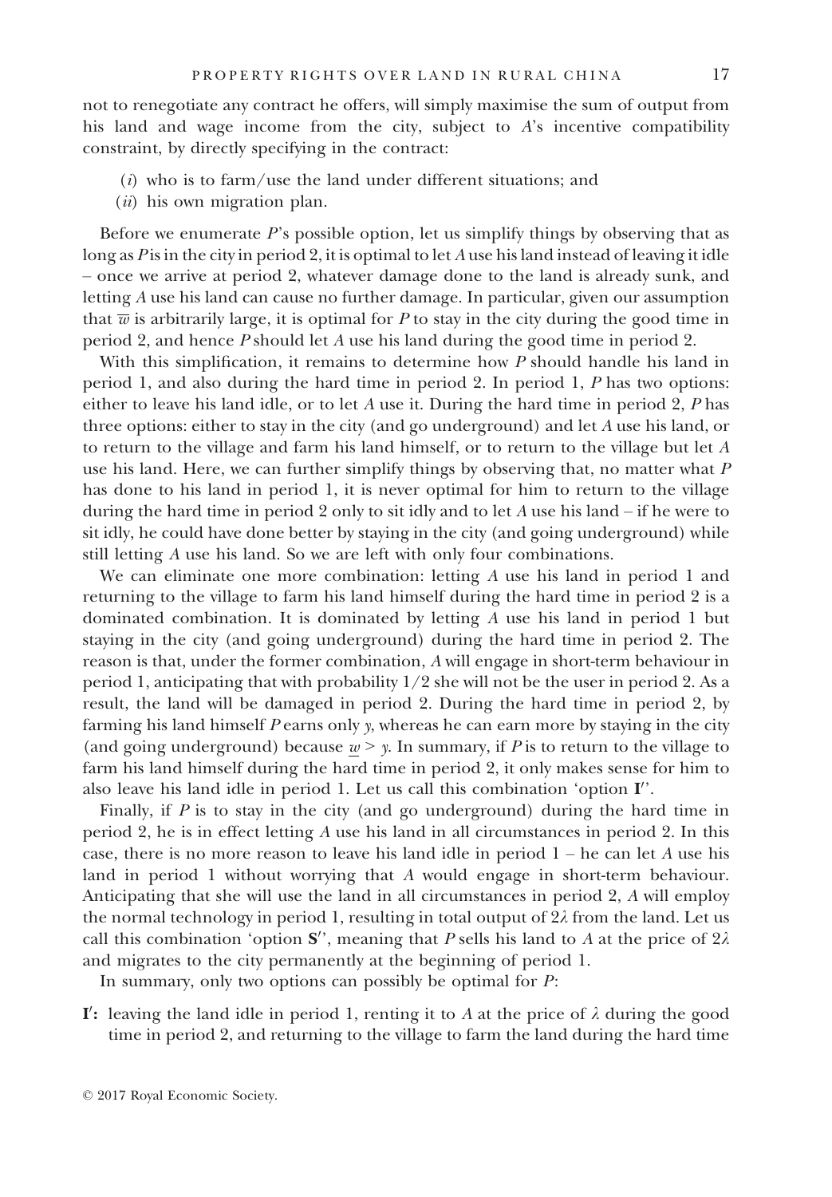not to renegotiate any contract he offers, will simply maximise the sum of output from his land and wage income from the city, subject to $A$'s incentive compatibility constraint, by directly specifying in the contract:

(*i*) who is to farm/use the land under different situations; and
(*ii*) his own migration plan.

Before we enumerate $P$'s possible option, let us simplify things by observing that as long as $P$ is in the city in period 2, it is optimal to let $A$ use his land instead of leaving it idle – once we arrive at period 2, whatever damage done to the land is already sunk, and letting $A$ use his land can cause no further damage. In particular, given our assumption that $\overline{w}$ is arbitrarily large, it is optimal for $P$ to stay in the city during the good time in period 2, and hence $P$ should let $A$ use his land during the good time in period 2.

With this simplification, it remains to determine how $P$ should handle his land in period 1, and also during the hard time in period 2. In period 1, $P$ has two options: either to leave his land idle, or to let $A$ use it. During the hard time in period 2, $P$ has three options: either to stay in the city (and go underground) and let $A$ use his land, or to return to the village and farm his land himself, or to return to the village but let $A$ use his land. Here, we can further simplify things by observing that, no matter what $P$ has done to his land in period 1, it is never optimal for him to return to the village during the hard time in period 2 only to sit idly and to let $A$ use his land – if he were to sit idly, he could have done better by staying in the city (and going underground) while still letting $A$ use his land. So we are left with only four combinations.

We can eliminate one more combination: letting $A$ use his land in period 1 and returning to the village to farm his land himself during the hard time in period 2 is a dominated combination. It is dominated by letting $A$ use his land in period 1 but staying in the city (and going underground) during the hard time in period 2. The reason is that, under the former combination, $A$ will engage in short-term behaviour in period 1, anticipating that with probability $1/2$ she will not be the user in period 2. As a result, the land will be damaged in period 2. During the hard time in period 2, by farming his land himself $P$ earns only $y$, whereas he can earn more by staying in the city (and going underground) because $\underline{w} > y$. In summary, if $P$ is to return to the village to farm his land himself during the hard time in period 2, it only makes sense for him to also leave his land idle in period 1. Let us call this combination 'option **I**′'.

Finally, if $P$ is to stay in the city (and go underground) during the hard time in period 2, he is in effect letting $A$ use his land in all circumstances in period 2. In this case, there is no more reason to leave his land idle in period 1 – he can let $A$ use his land in period 1 without worrying that $A$ would engage in short-term behaviour. Anticipating that she will use the land in all circumstances in period 2, $A$ will employ the normal technology in period 1, resulting in total output of $2\lambda$ from the land. Let us call this combination 'option **S**′', meaning that $P$ sells his land to $A$ at the price of $2\lambda$ and migrates to the city permanently at the beginning of period 1.

In summary, only two options can possibly be optimal for $P$:

**I**′: leaving the land idle in period 1, renting it to $A$ at the price of $\lambda$ during the good time in period 2, and returning to the village to farm the land during the hard time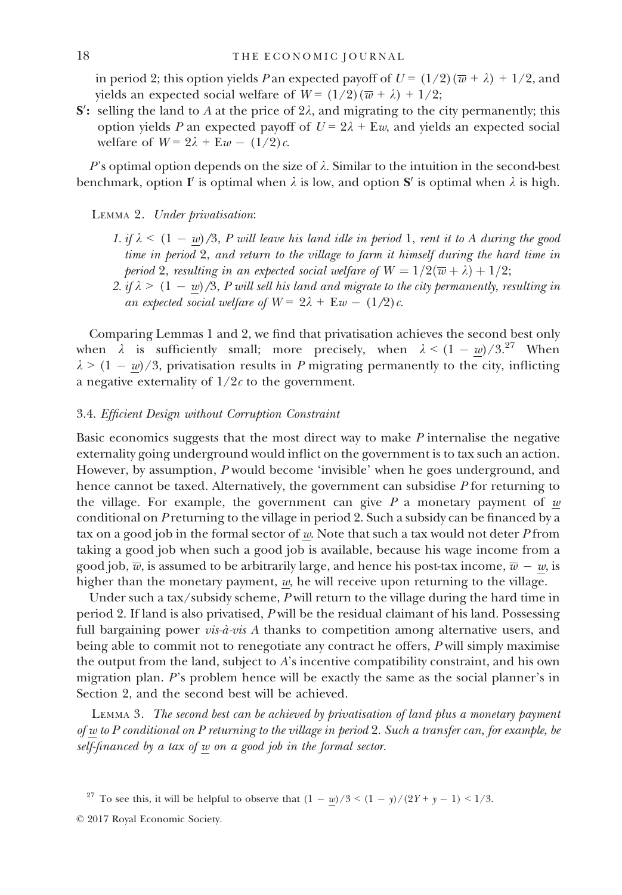in period 2; this option yields $P$ an expected payoff of $U = (1/2)(\overline{w} + \lambda) + 1/2$, and yields an expected social welfare of $W = (1/2)(\overline{w} + \lambda) + 1/2$;

**S′:** selling the land to $A$ at the price of $2\lambda$, and migrating to the city permanently; this option yields $P$ an expected payoff of $U = 2\lambda + \mathrm{E}w$, and yields an expected social welfare of $W = 2\lambda + \mathrm{E}w - (1/2)c$.

$P$'s optimal option depends on the size of $\lambda$. Similar to the intuition in the second-best benchmark, option **I′** is optimal when $\lambda$ is low, and option **S′** is optimal when $\lambda$ is high.

Lemma 2. *Under privatisation*:

1. *if* $\lambda < (1 - \underline{w})/3$, *P will leave his land idle in period* 1, *rent it to A during the good time in period* 2, *and return to the village to farm it himself during the hard time in period* 2, *resulting in an expected social welfare of* $W = 1/2(\overline{w} + \lambda) + 1/2$;
2. *if* $\lambda > (1 - \underline{w})/3$, *P will sell his land and migrate to the city permanently, resulting in an expected social welfare of* $W = 2\lambda + \mathrm{E}w - (1/2)c$.

Comparing Lemmas 1 and 2, we find that privatisation achieves the second best only when $\lambda$ is sufficiently small; more precisely, when $\lambda < (1 - \underline{w})/3$.[27] When $\lambda > (1 - \underline{w})/3$, privatisation results in $P$ migrating permanently to the city, inflicting a negative externality of $1/2c$ to the government.

### 3.4. *Efficient Design without Corruption Constraint*

Basic economics suggests that the most direct way to make $P$ internalise the negative externality going underground would inflict on the government is to tax such an action. However, by assumption, $P$ would become 'invisible' when he goes underground, and hence cannot be taxed. Alternatively, the government can subsidise $P$ for returning to the village. For example, the government can give $P$ a monetary payment of $\underline{w}$ conditional on $P$ returning to the village in period 2. Such a subsidy can be financed by a tax on a good job in the formal sector of $\underline{w}$. Note that such a tax would not deter $P$ from taking a good job when such a good job is available, because his wage income from a good job, $\overline{w}$, is assumed to be arbitrarily large, and hence his post-tax income, $\overline{w} - \underline{w}$, is higher than the monetary payment, $\underline{w}$, he will receive upon returning to the village.

Under such a tax/subsidy scheme, $P$ will return to the village during the hard time in period 2. If land is also privatised, $P$ will be the residual claimant of his land. Possessing full bargaining power *vis-à-vis* $A$ thanks to competition among alternative users, and being able to commit not to renegotiate any contract he offers, $P$ will simply maximise the output from the land, subject to $A$'s incentive compatibility constraint, and his own migration plan. $P$'s problem hence will be exactly the same as the social planner's in Section 2, and the second best will be achieved.

Lemma 3. *The second best can be achieved by privatisation of land plus a monetary payment of* $\underline{w}$ *to P conditional on P returning to the village in period* 2. *Such a transfer can, for example, be self-financed by a tax of* $\underline{w}$ *on a good job in the formal sector.*

---

[27] To see this, it will be helpful to observe that $(1 - \underline{w})/3 < (1 - y)/(2Y + y - 1) < 1/3$.

© 2017 Royal Economic Society.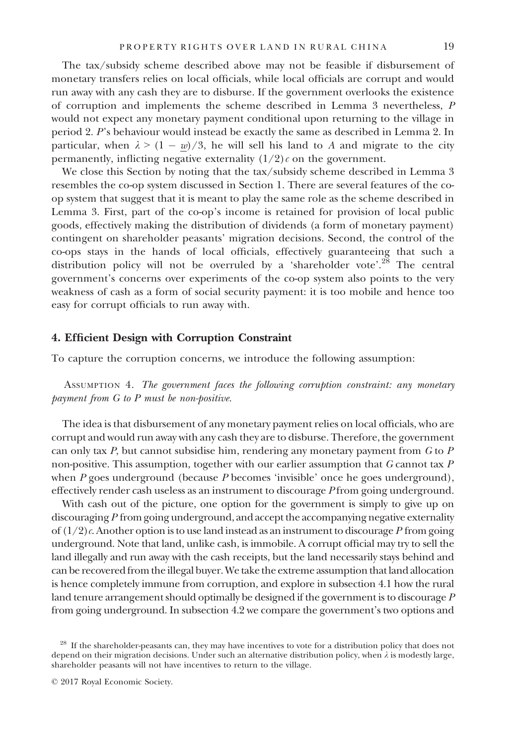The tax/subsidy scheme described above may not be feasible if disbursement of monetary transfers relies on local officials, while local officials are corrupt and would run away with any cash they are to disburse. If the government overlooks the existence of corruption and implements the scheme described in Lemma 3 nevertheless, $P$ would not expect any monetary payment conditional upon returning to the village in period 2. $P$'s behaviour would instead be exactly the same as described in Lemma 2. In particular, when $\lambda > (1 - \underline{w})/3$, he will sell his land to $A$ and migrate to the city permanently, inflicting negative externality $(1/2)c$ on the government.

We close this Section by noting that the tax/subsidy scheme described in Lemma 3 resembles the co-op system discussed in Section 1. There are several features of the co-op system that suggest that it is meant to play the same role as the scheme described in Lemma 3. First, part of the co-op's income is retained for provision of local public goods, effectively making the distribution of dividends (a form of monetary payment) contingent on shareholder peasants' migration decisions. Second, the control of the co-ops stays in the hands of local officials, effectively guaranteeing that such a distribution policy will not be overruled by a 'shareholder vote'.[28] The central government's concerns over experiments of the co-op system also points to the very weakness of cash as a form of social security payment: it is too mobile and hence too easy for corrupt officials to run away with.

## 4. Efficient Design with Corruption Constraint

To capture the corruption concerns, we introduce the following assumption:

Assumption 4. *The government faces the following corruption constraint: any monetary payment from G to P must be non-positive.*

The idea is that disbursement of any monetary payment relies on local officials, who are corrupt and would run away with any cash they are to disburse. Therefore, the government can only tax $P$, but cannot subsidise him, rendering any monetary payment from $G$ to $P$ non-positive. This assumption, together with our earlier assumption that $G$ cannot tax $P$ when $P$ goes underground (because $P$ becomes 'invisible' once he goes underground), effectively render cash useless as an instrument to discourage $P$ from going underground.

With cash out of the picture, one option for the government is simply to give up on discouraging $P$ from going underground, and accept the accompanying negative externality of $(1/2)c$. Another option is to use land instead as an instrument to discourage $P$ from going underground. Note that land, unlike cash, is immobile. A corrupt official may try to sell the land illegally and run away with the cash receipts, but the land necessarily stays behind and can be recovered from the illegal buyer. We take the extreme assumption that land allocation is hence completely immune from corruption, and explore in subsection 4.1 how the rural land tenure arrangement should optimally be designed if the government is to discourage $P$ from going underground. In subsection 4.2 we compare the government's two options and

[28] If the shareholder-peasants can, they may have incentives to vote for a distribution policy that does not depend on their migration decisions. Under such an alternative distribution policy, when $\lambda$ is modestly large, shareholder peasants will not have incentives to return to the village.

© 2017 Royal Economic Society.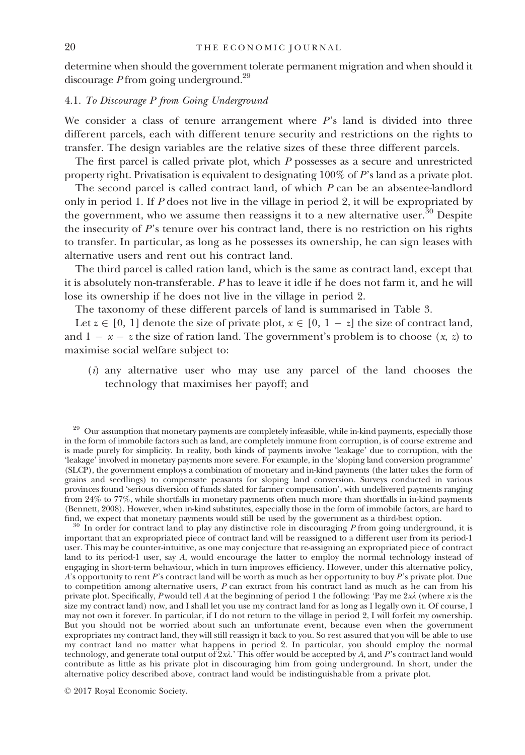determine when should the government tolerate permanent migration and when should it discourage $P$ from going underground.[29]

### 4.1. *To Discourage P from Going Underground*

We consider a class of tenure arrangement where $P$'s land is divided into three different parcels, each with different tenure security and restrictions on the rights to transfer. The design variables are the relative sizes of these three different parcels.

The first parcel is called private plot, which $P$ possesses as a secure and unrestricted property right. Privatisation is equivalent to designating 100% of $P$'s land as a private plot.

The second parcel is called contract land, of which $P$ can be an absentee-landlord only in period 1. If $P$ does not live in the village in period 2, it will be expropriated by the government, who we assume then reassigns it to a new alternative user.[30] Despite the insecurity of $P$'s tenure over his contract land, there is no restriction on his rights to transfer. In particular, as long as he possesses its ownership, he can sign leases with alternative users and rent out his contract land.

The third parcel is called ration land, which is the same as contract land, except that it is absolutely non-transferable. $P$ has to leave it idle if he does not farm it, and he will lose its ownership if he does not live in the village in period 2.

The taxonomy of these different parcels of land is summarised in Table 3.

Let $z \in [0, 1]$ denote the size of private plot, $x \in [0, 1 - z]$ the size of contract land, and $1 - x - z$ the size of ration land. The government's problem is to choose $(x, z)$ to maximise social welfare subject to:

(*i*) any alternative user who may use any parcel of the land chooses the technology that maximises her payoff; and

[29] Our assumption that monetary payments are completely infeasible, while in-kind payments, especially those in the form of immobile factors such as land, are completely immune from corruption, is of course extreme and is made purely for simplicity. In reality, both kinds of payments involve 'leakage' due to corruption, with the 'leakage' involved in monetary payments more severe. For example, in the 'sloping land conversion programme' (SLCP), the government employs a combination of monetary and in-kind payments (the latter takes the form of grains and seedlings) to compensate peasants for sloping land conversion. Surveys conducted in various provinces found 'serious diversion of funds slated for farmer compensation', with undelivered payments ranging from 24% to 77%, while shortfalls in monetary payments often much more than shortfalls in in-kind payments (Bennett, 2008). However, when in-kind substitutes, especially those in the form of immobile factors, are hard to find, we expect that monetary payments would still be used by the government as a third-best option.

[30] In order for contract land to play any distinctive role in discouraging $P$ from going underground, it is important that an expropriated piece of contract land will be reassigned to a different user from its period-1 user. This may be counter-intuitive, as one may conjecture that re-assigning an expropriated piece of contract land to its period-1 user, say $A$, would encourage the latter to employ the normal technology instead of engaging in short-term behaviour, which in turn improves efficiency. However, under this alternative policy, $A$'s opportunity to rent $P$'s contract land will be worth as much as her opportunity to buy $P$'s private plot. Due to competition among alternative users, $P$ can extract from his contract land as much as he can from his private plot. Specifically, $P$ would tell $A$ at the beginning of period 1 the following: 'Pay me $2x\lambda$ (where $x$ is the size my contract land) now, and I shall let you use my contract land for as long as I legally own it. Of course, I may not own it forever. In particular, if I do not return to the village in period 2, I will forfeit my ownership. But you should not be worried about such an unfortunate event, because even when the government expropriates my contract land, they will still reassign it back to you. So rest assured that you will be able to use my contract land no matter what happens in period 2. In particular, you should employ the normal technology, and generate total output of $2x\lambda$.' This offer would be accepted by $A$, and $P$'s contract land would contribute as little as his private plot in discouraging him from going underground. In short, under the alternative policy described above, contract land would be indistinguishable from a private plot.

© 2017 Royal Economic Society.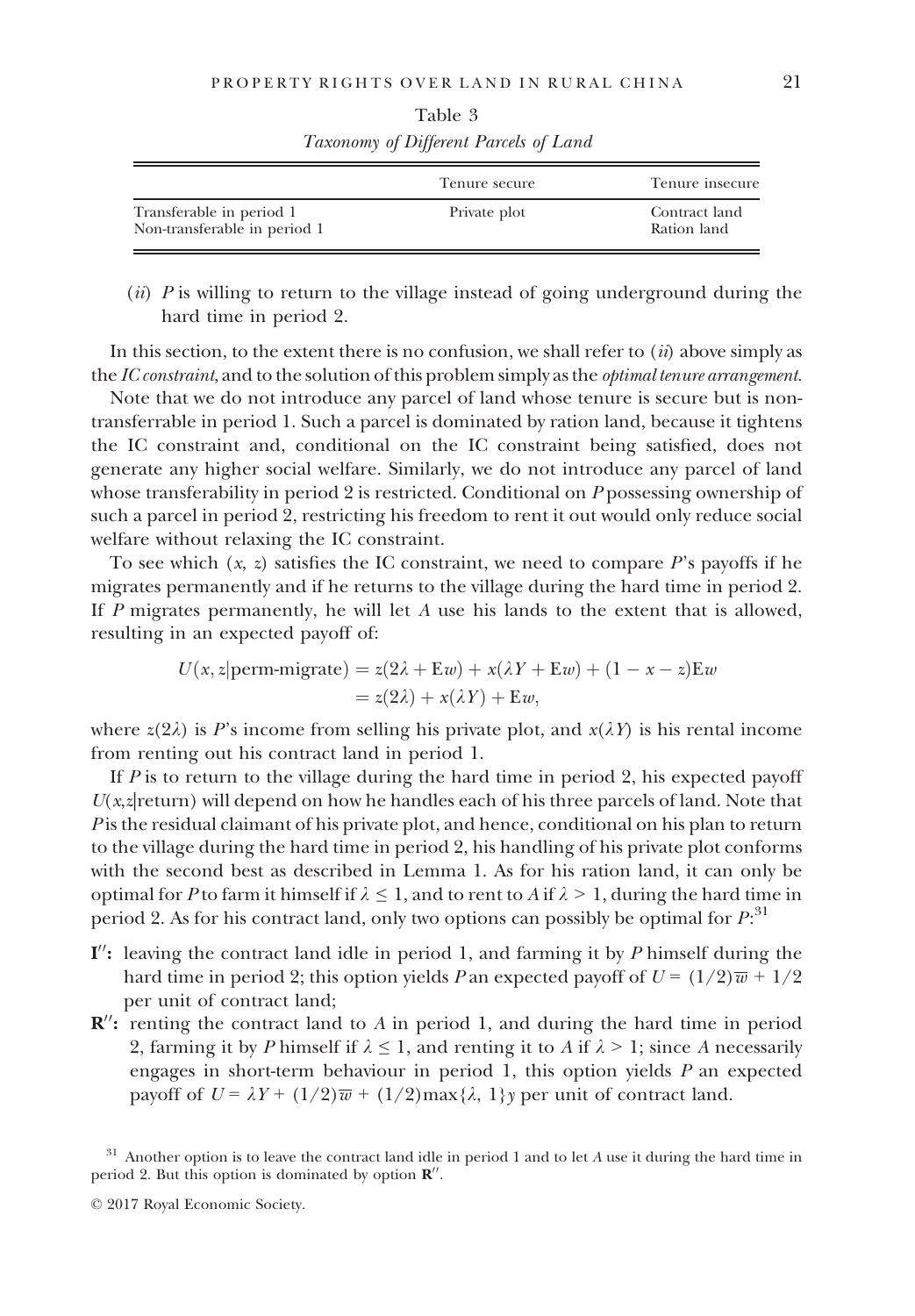Table 3

*Taxonomy of Different Parcels of Land*

| | Tenure secure | Tenure insecure |
|---|---|---|
| Transferable in period 1 | Private plot | Contract land |
| Non-transferable in period 1 | | Ration land |

(*ii*) $P$ is willing to return to the village instead of going underground during the hard time in period 2.

In this section, to the extent there is no confusion, we shall refer to (*ii*) above simply as the *IC constraint*, and to the solution of this problem simply as the *optimal tenure arrangement*.

Note that we do not introduce any parcel of land whose tenure is secure but is non-transferrable in period 1. Such a parcel is dominated by ration land, because it tightens the IC constraint and, conditional on the IC constraint being satisfied, does not generate any higher social welfare. Similarly, we do not introduce any parcel of land whose transferability in period 2 is restricted. Conditional on $P$ possessing ownership of such a parcel in period 2, restricting his freedom to rent it out would only reduce social welfare without relaxing the IC constraint.

To see which $(x, z)$ satisfies the IC constraint, we need to compare $P$'s payoffs if he migrates permanently and if he returns to the village during the hard time in period 2. If $P$ migrates permanently, he will let $A$ use his lands to the extent that is allowed, resulting in an expected payoff of:

$$
\begin{aligned}
U(x, z|\text{perm-migrate}) &= z(2\lambda + \text{E}w) + x(\lambda Y + \text{E}w) + (1 - x - z)\text{E}w \\
&= z(2\lambda) + x(\lambda Y) + \text{E}w,
\end{aligned}
$$

where $z(2\lambda)$ is $P$'s income from selling his private plot, and $x(\lambda Y)$ is his rental income from renting out his contract land in period 1.

If $P$ is to return to the village during the hard time in period 2, his expected payoff $U(x,z|\text{return})$ will depend on how he handles each of his three parcels of land. Note that $P$ is the residual claimant of his private plot, and hence, conditional on his plan to return to the village during the hard time in period 2, his handling of his private plot conforms with the second best as described in Lemma 1. As for his ration land, it can only be optimal for $P$ to farm it himself if $\lambda \leq 1$, and to rent to $A$ if $\lambda > 1$, during the hard time in period 2. As for his contract land, only two options can possibly be optimal for $P$:[31]

- **I′:** leaving the contract land idle in period 1, and farming it by $P$ himself during the hard time in period 2; this option yields $P$ an expected payoff of $U = (1/2)\overline{w} + 1/2$ per unit of contract land;
- **R′′:** renting the contract land to $A$ in period 1, and during the hard time in period 2, farming it by $P$ himself if $\lambda \leq 1$, and renting it to $A$ if $\lambda > 1$; since $A$ necessarily engages in short-term behaviour in period 1, this option yields $P$ an expected payoff of $U = \lambda Y + (1/2)\overline{w} + (1/2)\max\{\lambda, 1\}y$ per unit of contract land.

[31] Another option is to leave the contract land idle in period 1 and to let $A$ use it during the hard time in period 2. But this option is dominated by option **R′′**.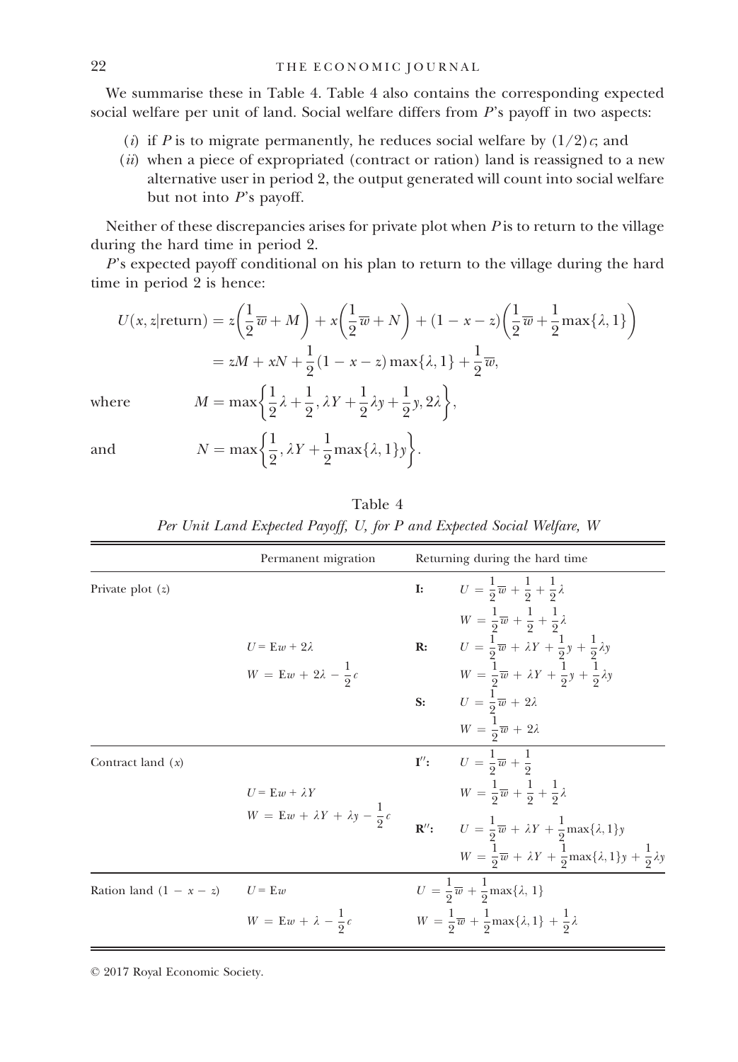We summarise these in Table 4. Table 4 also contains the corresponding expected social welfare per unit of land. Social welfare differs from $P$'s payoff in two aspects:

($i$) if $P$ is to migrate permanently, he reduces social welfare by $(1/2)c$; and

($ii$) when a piece of expropriated (contract or ration) land is reassigned to a new alternative user in period 2, the output generated will count into social welfare but not into $P$'s payoff.

Neither of these discrepancies arises for private plot when $P$ is to return to the village during the hard time in period 2.

$P$'s expected payoff conditional on his plan to return to the village during the hard time in period 2 is hence:

$$U(x, z|\text{return}) = z\left(\frac{1}{2}\overline{w} + M\right) + x\left(\frac{1}{2}\overline{w} + N\right) + (1 - x - z)\left(\frac{1}{2}\overline{w} + \frac{1}{2}\max\{\lambda, 1\}\right)$$

$$= zM + xN + \frac{1}{2}(1 - x - z)\max\{\lambda, 1\} + \frac{1}{2}\overline{w},$$

where
$$M = \max\left\{\frac{1}{2}\lambda + \frac{1}{2}, \lambda Y + \frac{1}{2}\lambda y + \frac{1}{2}y, 2\lambda\right\},$$

and
$$N = \max\left\{\frac{1}{2}, \lambda Y + \frac{1}{2}\max\{\lambda, 1\}y\right\}.$$

Table 4

*Per Unit Land Expected Payoff, U, for P and Expected Social Welfare, W*

| | Permanent migration | Returning during the hard time | |
|---|---|---|---|
| Private plot ($z$) | $U = \text{E}w + 2\lambda$ | **I:** | $U = \frac{1}{2}\overline{w} + \frac{1}{2} + \frac{1}{2}\lambda$ |
| | | | $W = \frac{1}{2}\overline{w} + \frac{1}{2} + \frac{1}{2}\lambda$ |
| | $W = \text{E}w + 2\lambda - \frac{1}{2}c$ | **R:** | $U = \frac{1}{2}\overline{w} + \lambda Y + \frac{1}{2}y + \frac{1}{2}\lambda y$ |
| | | | $W = \frac{1}{2}\overline{w} + \lambda Y + \frac{1}{2}y + \frac{1}{2}\lambda y$ |
| | | **S:** | $U = \frac{1}{2}\overline{w} + 2\lambda$ |
| | | | $W = \frac{1}{2}\overline{w} + 2\lambda$ |
| Contract land ($x$) | $U = \text{E}w + \lambda Y$ | **I″:** | $U = \frac{1}{2}\overline{w} + \frac{1}{2}$ |
| | | | $W = \frac{1}{2}\overline{w} + \frac{1}{2} + \frac{1}{2}\lambda$ |
| | $W = \text{E}w + \lambda Y + \lambda y - \frac{1}{2}c$ | **R″:** | $U = \frac{1}{2}\overline{w} + \lambda Y + \frac{1}{2}\max\{\lambda, 1\}y$ |
| | | | $W = \frac{1}{2}\overline{w} + \lambda Y + \frac{1}{2}\max\{\lambda, 1\}y + \frac{1}{2}\lambda y$ |
| Ration land $(1 - x - z)$ | $U = \text{E}w$ | | $U = \frac{1}{2}\overline{w} + \frac{1}{2}\max\{\lambda, 1\}$ |
| | $W = \text{E}w + \lambda - \frac{1}{2}c$ | | $W = \frac{1}{2}\overline{w} + \frac{1}{2}\max\{\lambda, 1\} + \frac{1}{2}\lambda$ |

© 2017 Royal Economic Society.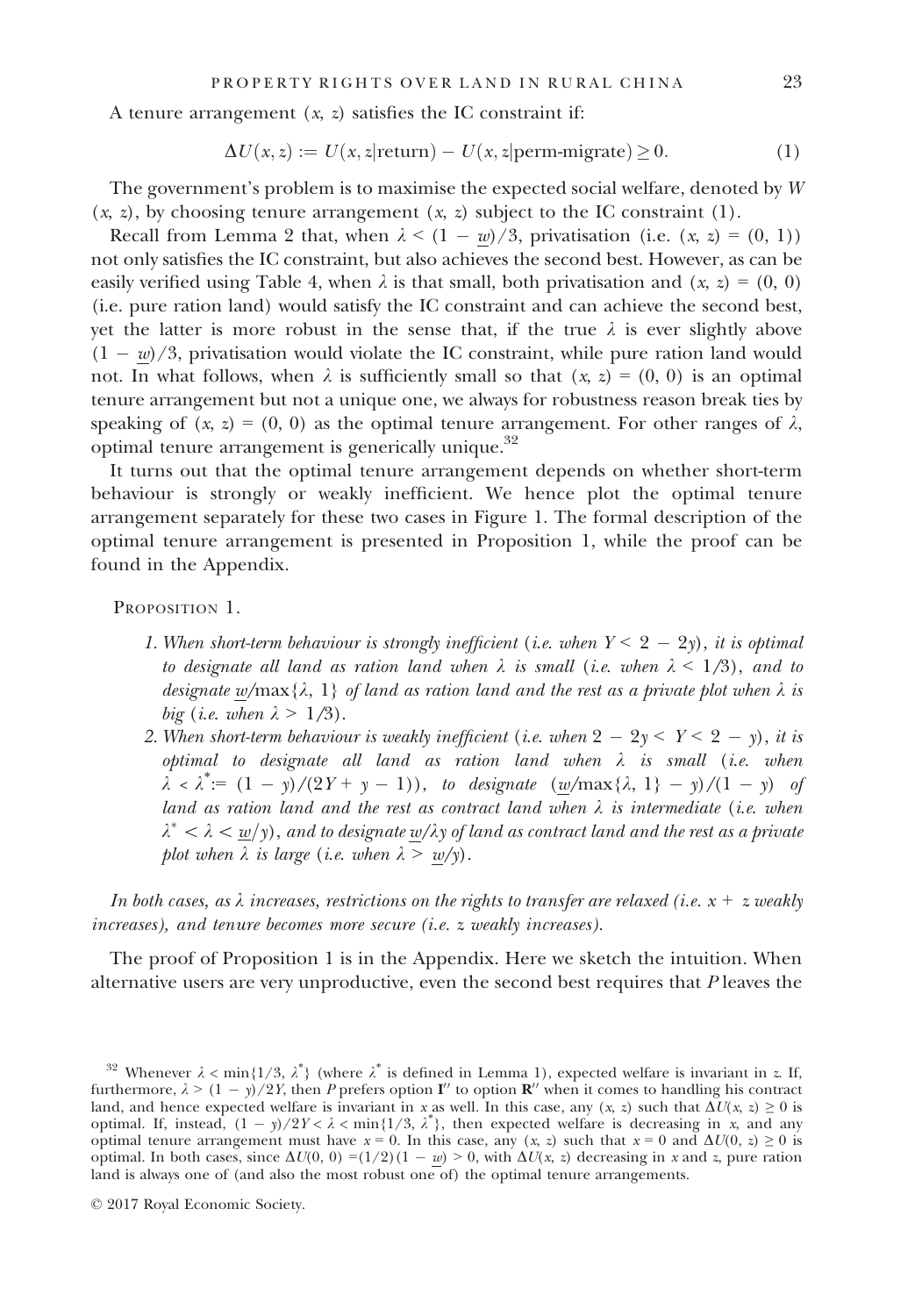A tenure arrangement $(x, z)$ satisfies the IC constraint if:

$$\Delta U(x, z) := U(x, z|\text{return}) - U(x, z|\text{perm-migrate}) \geq 0. \tag{1}$$

The government's problem is to maximise the expected social welfare, denoted by $W(x, z)$, by choosing tenure arrangement $(x, z)$ subject to the IC constraint (1).

Recall from Lemma 2 that, when $\lambda < (1 - \underline{w})/3$, privatisation (i.e. $(x, z) = (0, 1)$) not only satisfies the IC constraint, but also achieves the second best. However, as can be easily verified using Table 4, when $\lambda$ is that small, both privatisation and $(x, z) = (0, 0)$ (i.e. pure ration land) would satisfy the IC constraint and can achieve the second best, yet the latter is more robust in the sense that, if the true $\lambda$ is ever slightly above $(1 - \underline{w})/3$, privatisation would violate the IC constraint, while pure ration land would not. In what follows, when $\lambda$ is sufficiently small so that $(x, z) = (0, 0)$ is an optimal tenure arrangement but not a unique one, we always for robustness reason break ties by speaking of $(x, z) = (0, 0)$ as the optimal tenure arrangement. For other ranges of $\lambda$, optimal tenure arrangement is generically unique.[32]

It turns out that the optimal tenure arrangement depends on whether short-term behaviour is strongly or weakly inefficient. We hence plot the optimal tenure arrangement separately for these two cases in Figure 1. The formal description of the optimal tenure arrangement is presented in Proposition 1, while the proof can be found in the Appendix.

Proposition 1.

1. *When short-term behaviour is strongly inefficient (i.e. when $Y < 2 - 2y$), it is optimal to designate all land as ration land when $\lambda$ is small (i.e. when $\lambda < 1/3$), and to designate $\underline{w}/\max\{\lambda, 1\}$ of land as ration land and the rest as a private plot when $\lambda$ is big (i.e. when $\lambda > 1/3$).*
2. *When short-term behaviour is weakly inefficient (i.e. when $2 - 2y < Y < 2 - y$), it is optimal to designate all land as ration land when $\lambda$ is small (i.e. when $\lambda < \lambda^* := (1 - y)/(2Y + y - 1)$), to designate $(\underline{w}/\max\{\lambda, 1\} - y)/(1 - y)$ of land as ration land and the rest as contract land when $\lambda$ is intermediate (i.e. when $\lambda^* < \lambda < \underline{w}/y$), and to designate $\underline{w}/\lambda y$ of land as contract land and the rest as a private plot when $\lambda$ is large (i.e. when $\lambda > \underline{w}/y$).*

*In both cases, as $\lambda$ increases, restrictions on the rights to transfer are relaxed (i.e. $x + z$ weakly increases), and tenure becomes more secure (i.e. $z$ weakly increases).*

The proof of Proposition 1 is in the Appendix. Here we sketch the intuition. When alternative users are very unproductive, even the second best requires that $P$ leaves the

[32] Whenever $\lambda < \min\{1/3, \lambda^*\}$ (where $\lambda^*$ is defined in Lemma 1), expected welfare is invariant in $z$. If, furthermore, $\lambda > (1 - y)/2Y$, then $P$ prefers option $\mathbf{I}''$ to option $\mathbf{R}''$ when it comes to handling his contract land, and hence expected welfare is invariant in $x$ as well. In this case, any $(x, z)$ such that $\Delta U(x, z) \geq 0$ is optimal. If, instead, $(1 - y)/2Y < \lambda < \min\{1/3, \lambda^*\}$, then expected welfare is decreasing in $x$, and any optimal tenure arrangement must have $x = 0$. In this case, any $(x, z)$ such that $x = 0$ and $\Delta U(0, z) \geq 0$ is optimal. In both cases, since $\Delta U(0, 0) = (1/2)(1 - \underline{w}) > 0$, with $\Delta U(x, z)$ decreasing in $x$ and $z$, pure ration land is always one of (and also the most robust one of) the optimal tenure arrangements.

© 2017 Royal Economic Society.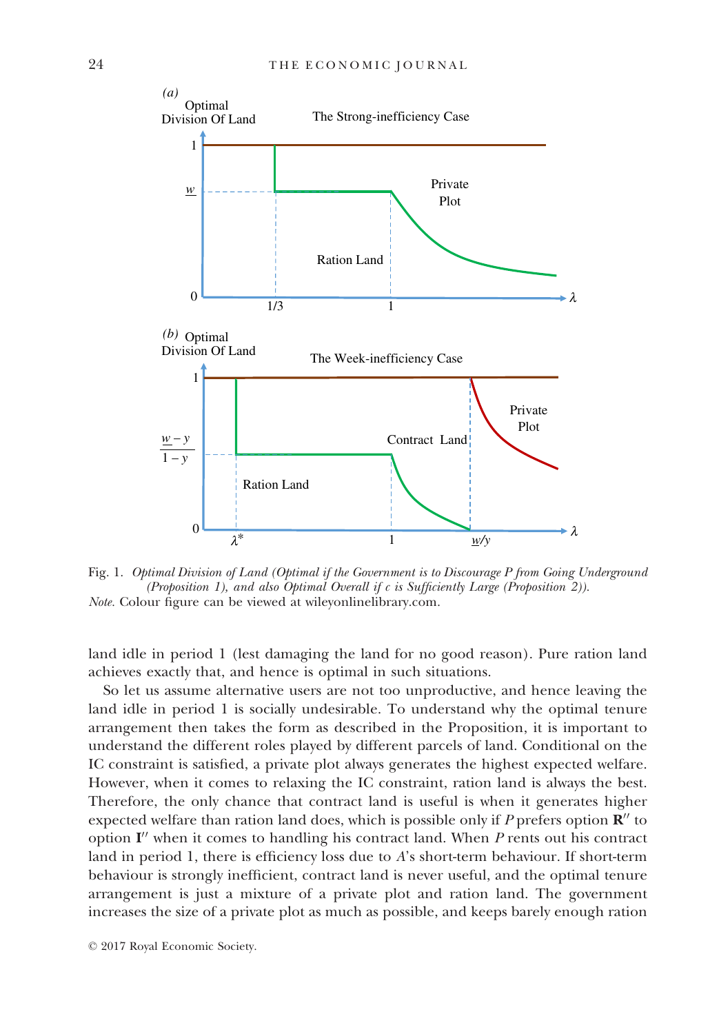Fig. 1. *Optimal Division of Land (Optimal if the Government is to Discourage P from Going Underground (Proposition 1), and also Optimal Overall if c is Sufficiently Large (Proposition 2)).*
*Note.* Colour figure can be viewed at wileyonlinelibrary.com.

land idle in period 1 (lest damaging the land for no good reason). Pure ration land achieves exactly that, and hence is optimal in such situations.

So let us assume alternative users are not too unproductive, and hence leaving the land idle in period 1 is socially undesirable. To understand why the optimal tenure arrangement then takes the form as described in the Proposition, it is important to understand the different roles played by different parcels of land. Conditional on the IC constraint is satisfied, a private plot always generates the highest expected welfare. However, when it comes to relaxing the IC constraint, ration land is always the best. Therefore, the only chance that contract land is useful is when it generates higher expected welfare than ration land does, which is possible only if $P$ prefers option $\mathbf{R}''$ to option $\mathbf{I}''$ when it comes to handling his contract land. When $P$ rents out his contract land in period 1, there is efficiency loss due to $A$'s short-term behaviour. If short-term behaviour is strongly inefficient, contract land is never useful, and the optimal tenure arrangement is just a mixture of a private plot and ration land. The government increases the size of a private plot as much as possible, and keeps barely enough ration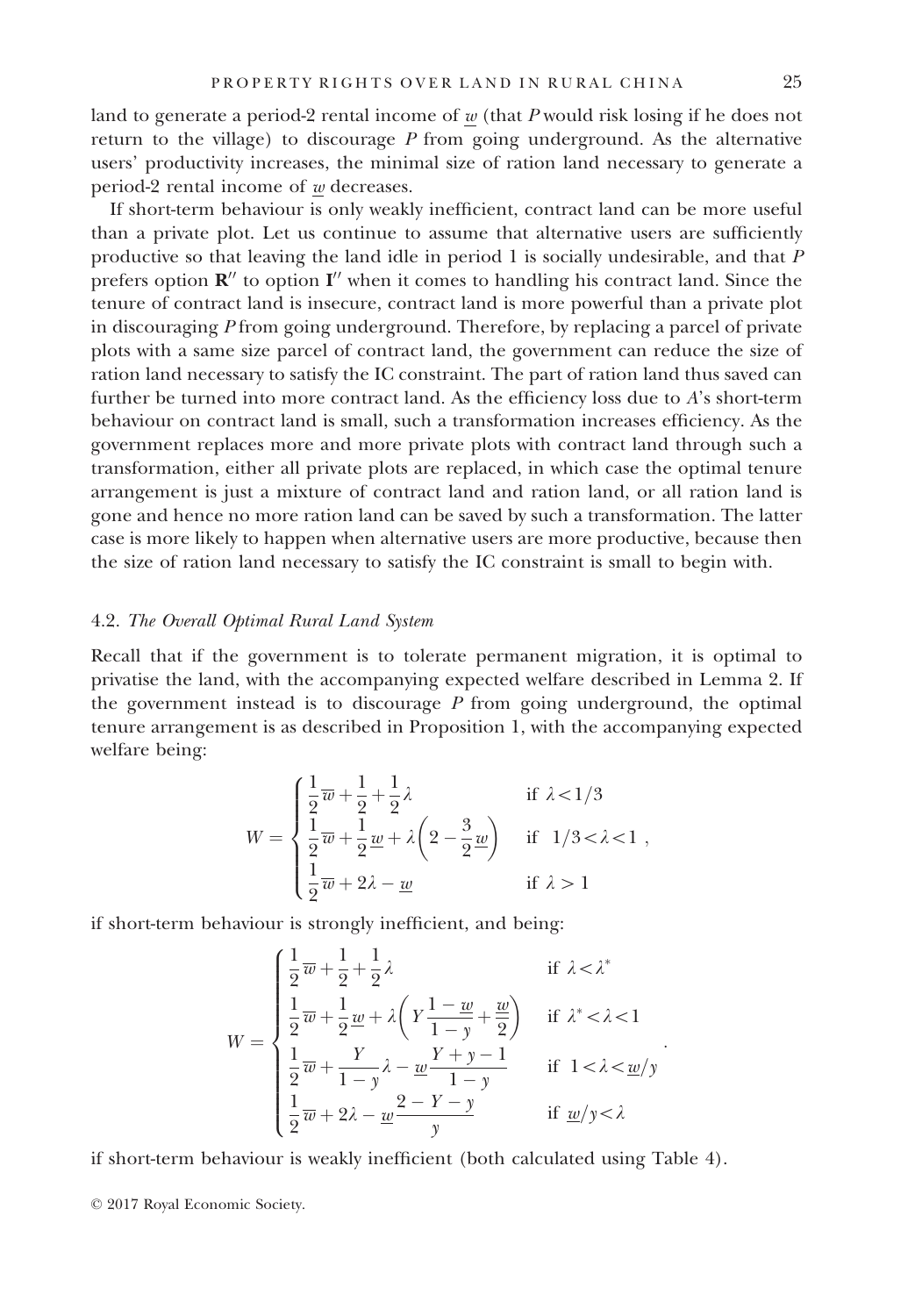land to generate a period-2 rental income of $\underline{w}$ (that $P$ would risk losing if he does not return to the village) to discourage $P$ from going underground. As the alternative users' productivity increases, the minimal size of ration land necessary to generate a period-2 rental income of $\underline{w}$ decreases.

If short-term behaviour is only weakly inefficient, contract land can be more useful than a private plot. Let us continue to assume that alternative users are sufficiently productive so that leaving the land idle in period 1 is socially undesirable, and that $P$ prefers option $\mathbf{R}''$ to option $\mathbf{I}''$ when it comes to handling his contract land. Since the tenure of contract land is insecure, contract land is more powerful than a private plot in discouraging $P$ from going underground. Therefore, by replacing a parcel of private plots with a same size parcel of contract land, the government can reduce the size of ration land necessary to satisfy the IC constraint. The part of ration land thus saved can further be turned into more contract land. As the efficiency loss due to $A$'s short-term behaviour on contract land is small, such a transformation increases efficiency. As the government replaces more and more private plots with contract land through such a transformation, either all private plots are replaced, in which case the optimal tenure arrangement is just a mixture of contract land and ration land, or all ration land is gone and hence no more ration land can be saved by such a transformation. The latter case is more likely to happen when alternative users are more productive, because then the size of ration land necessary to satisfy the IC constraint is small to begin with.

### 4.2. *The Overall Optimal Rural Land System*

Recall that if the government is to tolerate permanent migration, it is optimal to privatise the land, with the accompanying expected welfare described in Lemma 2. If the government instead is to discourage $P$ from going underground, the optimal tenure arrangement is as described in Proposition 1, with the accompanying expected welfare being:

$$W = \begin{cases} \dfrac{1}{2}\overline{w} + \dfrac{1}{2} + \dfrac{1}{2}\lambda & \text{if } \lambda < 1/3 \\ \dfrac{1}{2}\overline{w} + \dfrac{1}{2}\underline{w} + \lambda\left(2 - \dfrac{3}{2}\underline{w}\right) & \text{if } 1/3 < \lambda < 1 \\ \dfrac{1}{2}\overline{w} + 2\lambda - \underline{w} & \text{if } \lambda > 1 \end{cases},$$

if short-term behaviour is strongly inefficient, and being:

$$W = \begin{cases} \dfrac{1}{2}\overline{w} + \dfrac{1}{2} + \dfrac{1}{2}\lambda & \text{if } \lambda < \lambda^* \\ \dfrac{1}{2}\overline{w} + \dfrac{1}{2}\underline{w} + \lambda\left(Y\dfrac{1-\underline{w}}{1-y} + \dfrac{\underline{w}}{2}\right) & \text{if } \lambda^* < \lambda < 1 \\ \dfrac{1}{2}\overline{w} + \dfrac{Y}{1-y}\lambda - \underline{w}\dfrac{Y+y-1}{1-y} & \text{if } 1 < \lambda < \underline{w}/y \\ \dfrac{1}{2}\overline{w} + 2\lambda - \underline{w}\dfrac{2-Y-y}{y} & \text{if } \underline{w}/y < \lambda \end{cases}.$$

if short-term behaviour is weakly inefficient (both calculated using Table 4).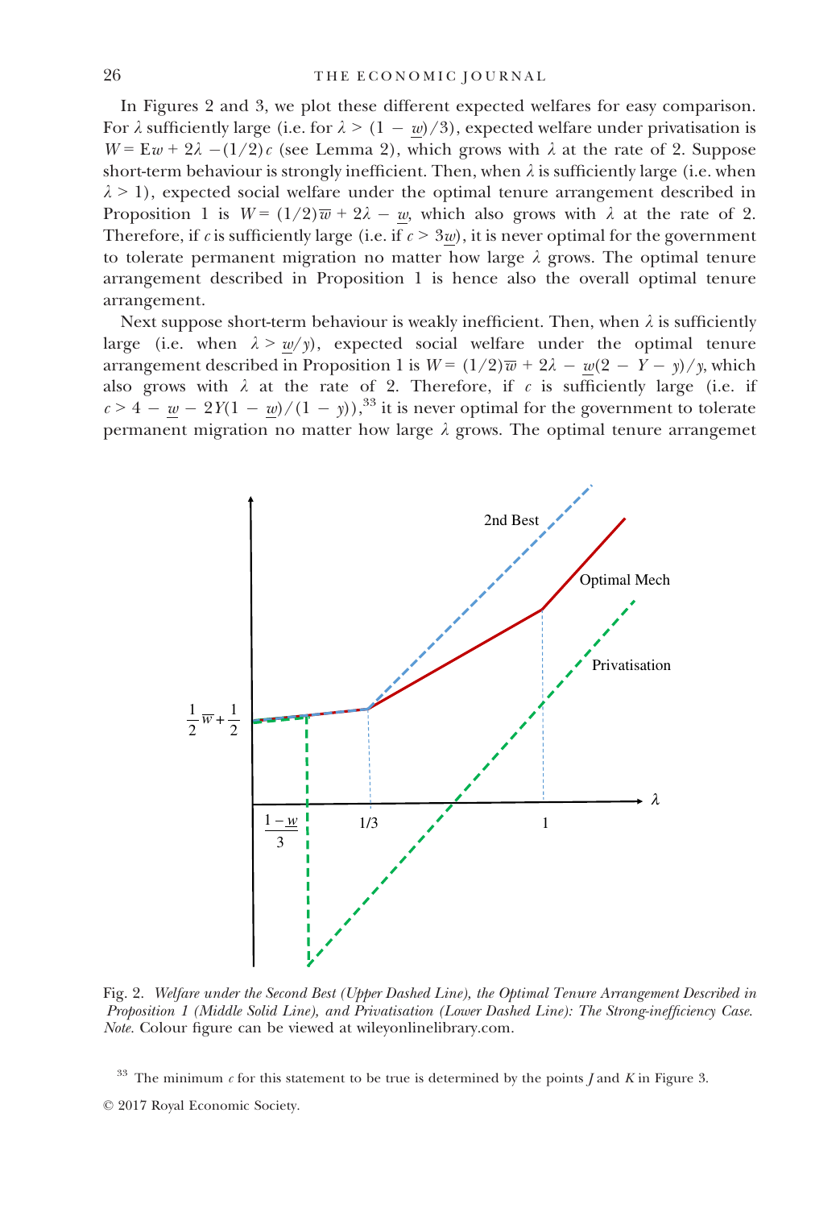In Figures 2 and 3, we plot these different expected welfares for easy comparison. For $\lambda$ sufficiently large (i.e. for $\lambda > (1 - \underline{w})/3$), expected welfare under privatisation is $W = \mathrm{E}w + 2\lambda - (1/2)c$ (see Lemma 2), which grows with $\lambda$ at the rate of 2. Suppose short-term behaviour is strongly inefficient. Then, when $\lambda$ is sufficiently large (i.e. when $\lambda > 1$), expected social welfare under the optimal tenure arrangement described in Proposition 1 is $W = (1/2)\overline{w} + 2\lambda - \underline{w}$, which also grows with $\lambda$ at the rate of 2. Therefore, if $c$ is sufficiently large (i.e. if $c > 3\underline{w}$), it is never optimal for the government to tolerate permanent migration no matter how large $\lambda$ grows. The optimal tenure arrangement described in Proposition 1 is hence also the overall optimal tenure arrangement.

Next suppose short-term behaviour is weakly inefficient. Then, when $\lambda$ is sufficiently large (i.e. when $\lambda > \underline{w}/y$), expected social welfare under the optimal tenure arrangement described in Proposition 1 is $W = (1/2)\overline{w} + 2\lambda - \underline{w}(2 - Y - y)/y$, which also grows with $\lambda$ at the rate of 2. Therefore, if $c$ is sufficiently large (i.e. if $c > 4 - \underline{w} - 2Y(1 - \underline{w})/(1 - y)$),[33] it is never optimal for the government to tolerate permanent migration no matter how large $\lambda$ grows. The optimal tenure arrangemet

Fig. 2. *Welfare under the Second Best (Upper Dashed Line), the Optimal Tenure Arrangement Described in Proposition 1 (Middle Solid Line), and Privatisation (Lower Dashed Line): The Strong-inefficiency Case.* *Note.* Colour figure can be viewed at wileyonlinelibrary.com.

[33] The minimum $c$ for this statement to be true is determined by the points $J$ and $K$ in Figure 3.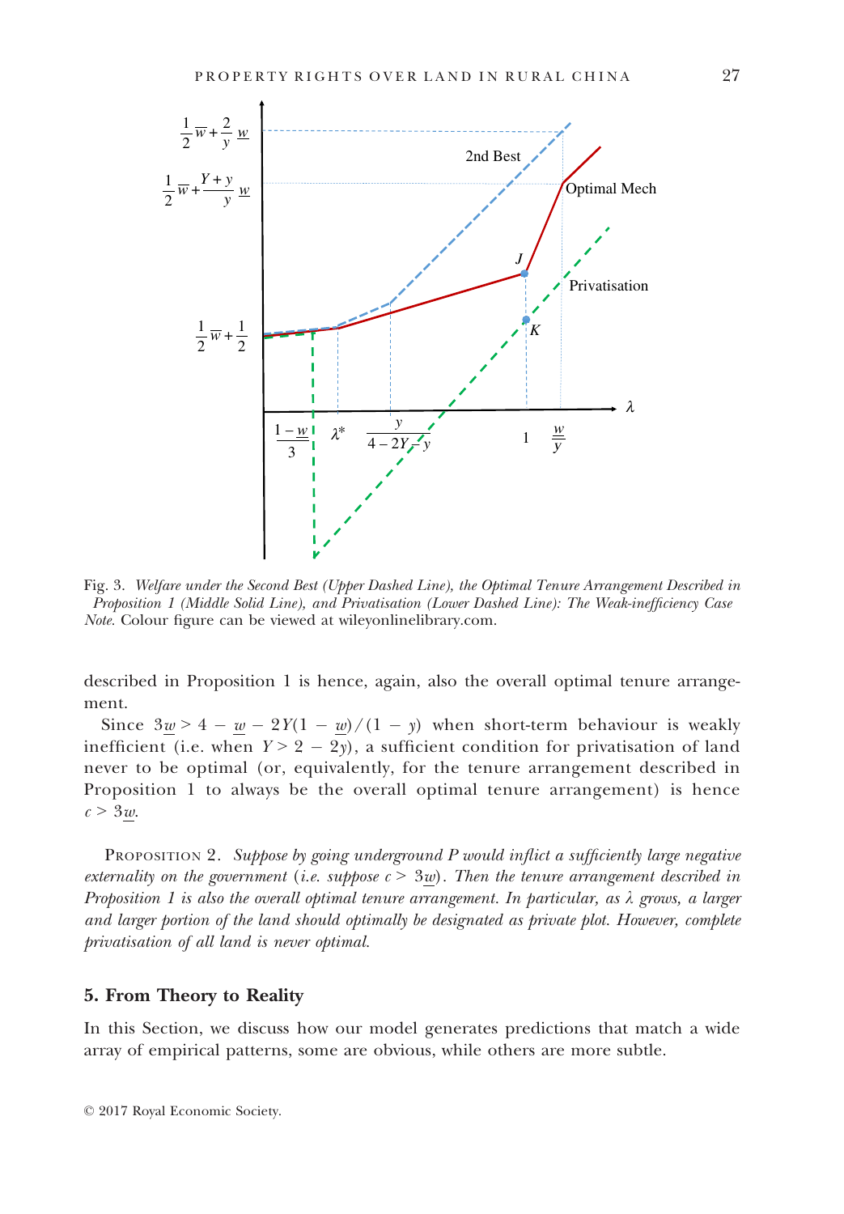Fig. 3. *Welfare under the Second Best (Upper Dashed Line), the Optimal Tenure Arrangement Described in Proposition 1 (Middle Solid Line), and Privatisation (Lower Dashed Line): The Weak-inefficiency Case*
*Note*. Colour figure can be viewed at wileyonlinelibrary.com.

described in Proposition 1 is hence, again, also the overall optimal tenure arrangement.

Since $3\underline{w} > 4 - \underline{w} - 2Y(1 - \underline{w})/(1 - y)$ when short-term behaviour is weakly inefficient (i.e. when $Y > 2 - 2y$), a sufficient condition for privatisation of land never to be optimal (or, equivalently, for the tenure arrangement described in Proposition 1 to always be the overall optimal tenure arrangement) is hence $c > 3\underline{w}$.

Proposition 2. *Suppose by going underground P would inflict a sufficiently large negative externality on the government (i.e. suppose $c > 3\underline{w}$). Then the tenure arrangement described in Proposition 1 is also the overall optimal tenure arrangement. In particular, as $\lambda$ grows, a larger and larger portion of the land should optimally be designated as private plot. However, complete privatisation of all land is never optimal.*

## 5. From Theory to Reality

In this Section, we discuss how our model generates predictions that match a wide array of empirical patterns, some are obvious, while others are more subtle.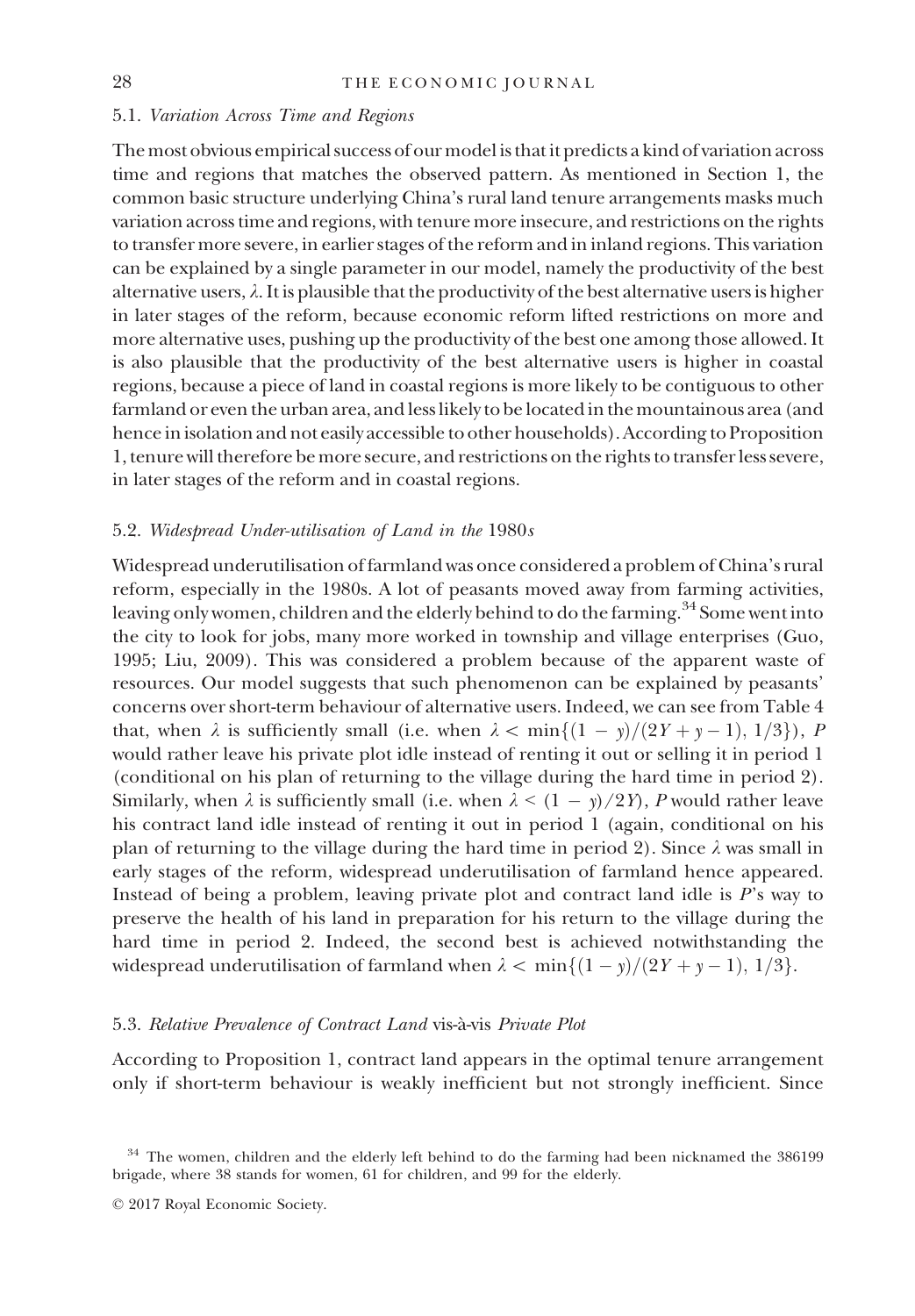### 5.1. *Variation Across Time and Regions*

The most obvious empirical success of our model is that it predicts a kind of variation across time and regions that matches the observed pattern. As mentioned in Section 1, the common basic structure underlying China's rural land tenure arrangements masks much variation across time and regions, with tenure more insecure, and restrictions on the rights to transfer more severe, in earlier stages of the reform and in inland regions. This variation can be explained by a single parameter in our model, namely the productivity of the best alternative users, $\lambda$. It is plausible that the productivity of the best alternative users is higher in later stages of the reform, because economic reform lifted restrictions on more and more alternative uses, pushing up the productivity of the best one among those allowed. It is also plausible that the productivity of the best alternative users is higher in coastal regions, because a piece of land in coastal regions is more likely to be contiguous to other farmland or even the urban area, and less likely to be located in the mountainous area (and hence in isolation and not easily accessible to other households). According to Proposition 1, tenure will therefore be more secure, and restrictions on the rights to transfer less severe, in later stages of the reform and in coastal regions.

### 5.2. *Widespread Under-utilisation of Land in the 1980s*

Widespread underutilisation of farmland was once considered a problem of China's rural reform, especially in the 1980s. A lot of peasants moved away from farming activities, leaving only women, children and the elderly behind to do the farming.[34] Some went into the city to look for jobs, many more worked in township and village enterprises (Guo, 1995; Liu, 2009). This was considered a problem because of the apparent waste of resources. Our model suggests that such phenomenon can be explained by peasants' concerns over short-term behaviour of alternative users. Indeed, we can see from Table 4 that, when $\lambda$ is sufficiently small (i.e. when $\lambda < \min\{(1 - y)/(2Y + y - 1), 1/3\}$), $P$ would rather leave his private plot idle instead of renting it out or selling it in period 1 (conditional on his plan of returning to the village during the hard time in period 2). Similarly, when $\lambda$ is sufficiently small (i.e. when $\lambda < (1 - y)/2Y$), $P$ would rather leave his contract land idle instead of renting it out in period 1 (again, conditional on his plan of returning to the village during the hard time in period 2). Since $\lambda$ was small in early stages of the reform, widespread underutilisation of farmland hence appeared. Instead of being a problem, leaving private plot and contract land idle is $P$'s way to preserve the health of his land in preparation for his return to the village during the hard time in period 2. Indeed, the second best is achieved notwithstanding the widespread underutilisation of farmland when $\lambda < \min\{(1 - y)/(2Y + y - 1), 1/3\}$.

### 5.3. *Relative Prevalence of Contract Land* vis-à-vis *Private Plot*

According to Proposition 1, contract land appears in the optimal tenure arrangement only if short-term behaviour is weakly inefficient but not strongly inefficient. Since

[34] The women, children and the elderly left behind to do the farming had been nicknamed the 386199 brigade, where 38 stands for women, 61 for children, and 99 for the elderly.

© 2017 Royal Economic Society.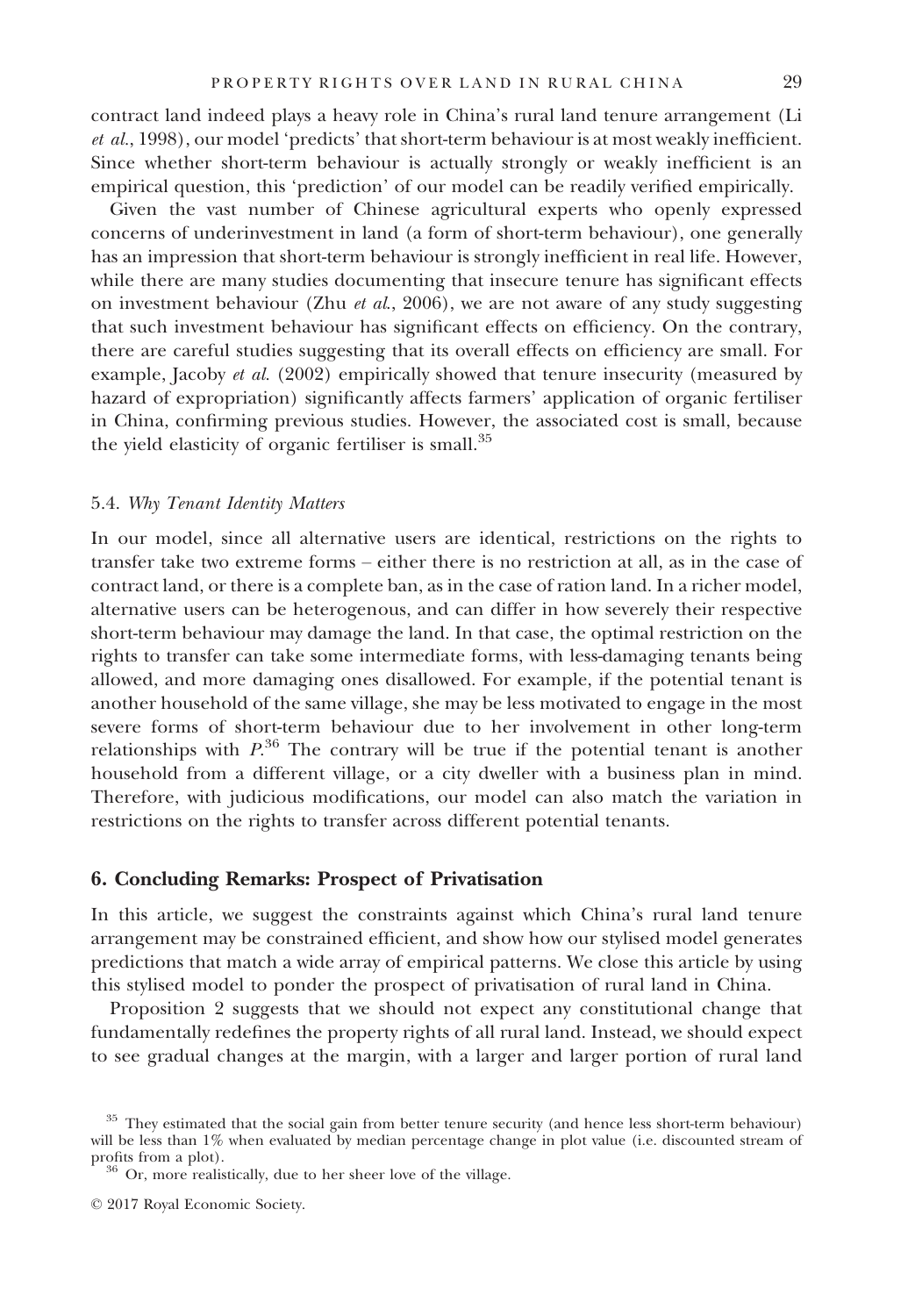contract land indeed plays a heavy role in China's rural land tenure arrangement (Li *et al.*, 1998), our model 'predicts' that short-term behaviour is at most weakly inefficient. Since whether short-term behaviour is actually strongly or weakly inefficient is an empirical question, this 'prediction' of our model can be readily verified empirically.

Given the vast number of Chinese agricultural experts who openly expressed concerns of underinvestment in land (a form of short-term behaviour), one generally has an impression that short-term behaviour is strongly inefficient in real life. However, while there are many studies documenting that insecure tenure has significant effects on investment behaviour (Zhu *et al.*, 2006), we are not aware of any study suggesting that such investment behaviour has significant effects on efficiency. On the contrary, there are careful studies suggesting that its overall effects on efficiency are small. For example, Jacoby *et al.* (2002) empirically showed that tenure insecurity (measured by hazard of expropriation) significantly affects farmers' application of organic fertiliser in China, confirming previous studies. However, the associated cost is small, because the yield elasticity of organic fertiliser is small.[35]

### 5.4. *Why Tenant Identity Matters*

In our model, since all alternative users are identical, restrictions on the rights to transfer take two extreme forms – either there is no restriction at all, as in the case of contract land, or there is a complete ban, as in the case of ration land. In a richer model, alternative users can be heterogenous, and can differ in how severely their respective short-term behaviour may damage the land. In that case, the optimal restriction on the rights to transfer can take some intermediate forms, with less-damaging tenants being allowed, and more damaging ones disallowed. For example, if the potential tenant is another household of the same village, she may be less motivated to engage in the most severe forms of short-term behaviour due to her involvement in other long-term relationships with $P$.[36] The contrary will be true if the potential tenant is another household from a different village, or a city dweller with a business plan in mind. Therefore, with judicious modifications, our model can also match the variation in restrictions on the rights to transfer across different potential tenants.

## 6. Concluding Remarks: Prospect of Privatisation

In this article, we suggest the constraints against which China's rural land tenure arrangement may be constrained efficient, and show how our stylised model generates predictions that match a wide array of empirical patterns. We close this article by using this stylised model to ponder the prospect of privatisation of rural land in China.

Proposition 2 suggests that we should not expect any constitutional change that fundamentally redefines the property rights of all rural land. Instead, we should expect to see gradual changes at the margin, with a larger and larger portion of rural land

[35] They estimated that the social gain from better tenure security (and hence less short-term behaviour) will be less than 1% when evaluated by median percentage change in plot value (i.e. discounted stream of profits from a plot).

[36] Or, more realistically, due to her sheer love of the village.

© 2017 Royal Economic Society.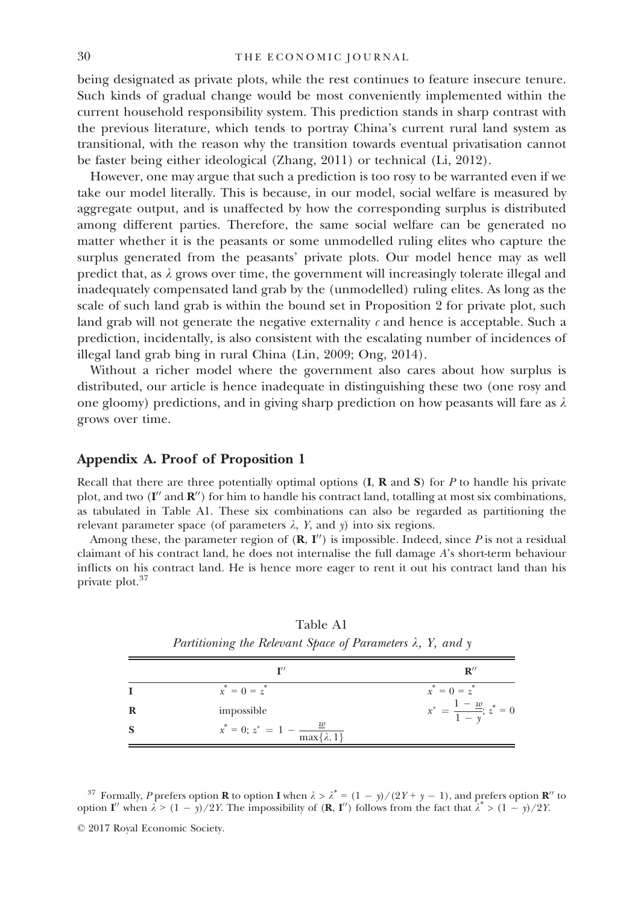being designated as private plots, while the rest continues to feature insecure tenure. Such kinds of gradual change would be most conveniently implemented within the current household responsibility system. This prediction stands in sharp contrast with the previous literature, which tends to portray China's current rural land system as transitional, with the reason why the transition towards eventual privatisation cannot be faster being either ideological (Zhang, 2011) or technical (Li, 2012).

However, one may argue that such a prediction is too rosy to be warranted even if we take our model literally. This is because, in our model, social welfare is measured by aggregate output, and is unaffected by how the corresponding surplus is distributed among different parties. Therefore, the same social welfare can be generated no matter whether it is the peasants or some unmodelled ruling elites who capture the surplus generated from the peasants' private plots. Our model hence may as well predict that, as $\lambda$ grows over time, the government will increasingly tolerate illegal and inadequately compensated land grab by the (unmodelled) ruling elites. As long as the scale of such land grab is within the bound set in Proposition 2 for private plot, such land grab will not generate the negative externality $c$ and hence is acceptable. Such a prediction, incidentally, is also consistent with the escalating number of incidences of illegal land grab bing in rural China (Lin, 2009; Ong, 2014).

Without a richer model where the government also cares about how surplus is distributed, our article is hence inadequate in distinguishing these two (one rosy and one gloomy) predictions, and in giving sharp prediction on how peasants will fare as $\lambda$ grows over time.

## Appendix A. Proof of Proposition 1

Recall that there are three potentially optimal options (**I**, **R** and **S**) for $P$ to handle his private plot, and two ($\mathbf{I}''$ and $\mathbf{R}''$) for him to handle his contract land, totalling at most six combinations, as tabulated in Table A1. These six combinations can also be regarded as partitioning the relevant parameter space (of parameters $\lambda$, $Y$, and $y$) into six regions.

Among these, the parameter region of ($\mathbf{R}$, $\mathbf{I}''$) is impossible. Indeed, since $P$ is not a residual claimant of his contract land, he does not internalise the full damage $A$'s short-term behaviour inflicts on his contract land. He is hence more eager to rent it out his contract land than his private plot.[37]

Table A1

*Partitioning the Relevant Space of Parameters $\lambda$, $Y$, and $y$*

| | $\mathbf{I}''$ | $\mathbf{R}''$ |
|---|---|---|
| **I** | $x^* = 0 = z^*$ | $x^* = 0 = z^*$ |
| **R** | impossible | $x^* = \dfrac{1 - \underline{w}}{1 - y}$; $z^* = 0$ |
| **S** | $x^* = 0$; $z^* = 1 - \dfrac{\underline{w}}{\max\{\lambda, 1\}}$ | |

[37] Formally, $P$ prefers option **R** to option **I** when $\lambda > \lambda^* = (1 - y)/(2Y + y - 1)$, and prefers option $\mathbf{R}''$ to option $\mathbf{I}''$ when $\lambda > (1 - y)/2Y$. The impossibility of ($\mathbf{R}$, $\mathbf{I}''$) follows from the fact that $\lambda^* > (1 - y)/2Y$.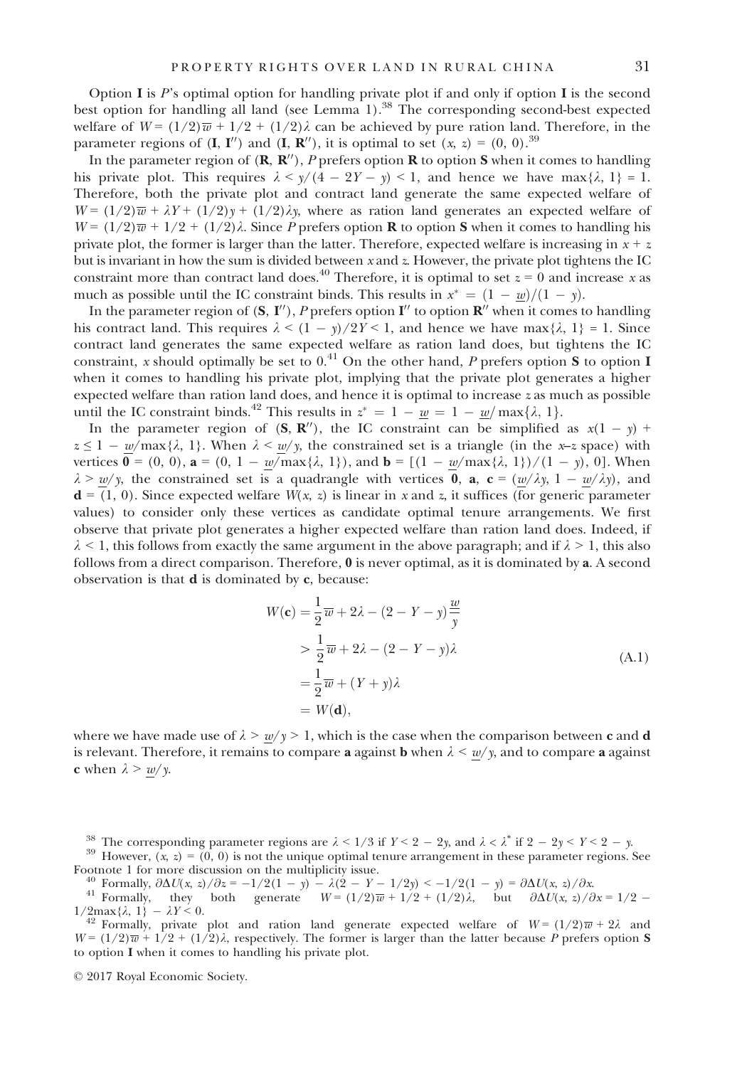Option **I** is $P$'s optimal option for handling private plot if and only if option **I** is the second best option for handling all land (see Lemma 1).[38] The corresponding second-best expected welfare of $W = (1/2)\overline{w} + 1/2 + (1/2)\lambda$ can be achieved by pure ration land. Therefore, in the parameter regions of $(\mathbf{I}, \mathbf{I}'')$ and $(\mathbf{I}, \mathbf{R}'')$, it is optimal to set $(x, z) = (0, 0)$.[39]

In the parameter region of $(\mathbf{R}, \mathbf{R}'')$, $P$ prefers option **R** to option **S** when it comes to handling his private plot. This requires $\lambda < y/(4 - 2Y - y) < 1$, and hence we have $\max\{\lambda, 1\} = 1$. Therefore, both the private plot and contract land generate the same expected welfare of $W = (1/2)\overline{w} + \lambda Y + (1/2)y + (1/2)\lambda y$, where as ration land generates an expected welfare of $W = (1/2)\overline{w} + 1/2 + (1/2)\lambda$. Since $P$ prefers option **R** to option **S** when it comes to handling his private plot, the former is larger than the latter. Therefore, expected welfare is increasing in $x + z$ but is invariant in how the sum is divided between $x$ and $z$. However, the private plot tightens the IC constraint more than contract land does.[40] Therefore, it is optimal to set $z = 0$ and increase $x$ as much as possible until the IC constraint binds. This results in $x^* = (1 - \underline{w})/(1 - y)$.

In the parameter region of $(\mathbf{S}, \mathbf{I}'')$, $P$ prefers option $\mathbf{I}''$ to option $\mathbf{R}''$ when it comes to handling his contract land. This requires $\lambda < (1 - y)/2Y < 1$, and hence we have $\max\{\lambda, 1\} = 1$. Since contract land generates the same expected welfare as ration land does, but tightens the IC constraint, $x$ should optimally be set to 0.[41] On the other hand, $P$ prefers option **S** to option **I** when it comes to handling his private plot, implying that the private plot generates a higher expected welfare than ration land does, and hence it is optimal to increase $z$ as much as possible until the IC constraint binds.[42] This results in $z^* = 1 - \underline{w} = 1 - \underline{w}/\max\{\lambda, 1\}$.

In the parameter region of $(\mathbf{S}, \mathbf{R}'')$, the IC constraint can be simplified as $x(1 - y) + z \leq 1 - \underline{w}/\max\{\lambda, 1\}$. When $\lambda < \underline{w}/y$, the constrained set is a triangle (in the $x$–$z$ space) with vertices $\mathbf{0} = (0, 0)$, $\mathbf{a} = (0, 1 - \underline{w}/\max\{\lambda, 1\})$, and $\mathbf{b} = [(1 - \underline{w}/\max\{\lambda, 1\})/(1 - y), 0]$. When $\lambda > \underline{w}/y$, the constrained set is a quadrangle with vertices $\mathbf{0}$, $\mathbf{a}$, $\mathbf{c} = (\underline{w}/\lambda y, 1 - \underline{w}/\lambda y)$, and $\mathbf{d} = (1, 0)$. Since expected welfare $W(x, z)$ is linear in $x$ and $z$, it suffices (for generic parameter values) to consider only these vertices as candidate optimal tenure arrangements. We first observe that private plot generates a higher expected welfare than ration land does. Indeed, if $\lambda < 1$, this follows from exactly the same argument in the above paragraph; and if $\lambda > 1$, this also follows from a direct comparison. Therefore, $\mathbf{0}$ is never optimal, as it is dominated by $\mathbf{a}$. A second observation is that $\mathbf{d}$ is dominated by $\mathbf{c}$, because:

$$
\begin{aligned}
W(\mathbf{c}) &= \frac{1}{2}\overline{w} + 2\lambda - (2 - Y - y)\frac{\underline{w}}{y} \\
&> \frac{1}{2}\overline{w} + 2\lambda - (2 - Y - y)\lambda \\
&= \frac{1}{2}\overline{w} + (Y + y)\lambda \\
&= W(\mathbf{d}),
\end{aligned}
\tag{A.1}
$$

where we have made use of $\lambda > \underline{w}/y > 1$, which is the case when the comparison between **c** and **d** is relevant. Therefore, it remains to compare **a** against **b** when $\lambda < \underline{w}/y$, and to compare **a** against **c** when $\lambda > \underline{w}/y$.

---

[38] The corresponding parameter regions are $\lambda < 1/3$ if $Y < 2 - 2y$, and $\lambda < \lambda^*$ if $2 - 2y < Y < 2 - y$.

[39] However, $(x, z) = (0, 0)$ is not the unique optimal tenure arrangement in these parameter regions. See Footnote 1 for more discussion on the multiplicity issue.

[40] Formally, $\partial \Delta U(x, z)/\partial z = -1/2(1 - y) - \lambda(2 - Y - 1/2y) < -1/2(1 - y) = \partial \Delta U(x, z)/\partial x$.

[41] Formally, they both generate $W = (1/2)\overline{w} + 1/2 + (1/2)\lambda$, but $\partial \Delta U(x, z)/\partial x = 1/2 - 1/2\max\{\lambda, 1\} - \lambda Y < 0$.

[42] Formally, private plot and ration land generate expected welfare of $W = (1/2)\overline{w} + 2\lambda$ and $W = (1/2)\overline{w} + 1/2 + (1/2)\lambda$, respectively. The former is larger than the latter because $P$ prefers option **S** to option **I** when it comes to handling his private plot.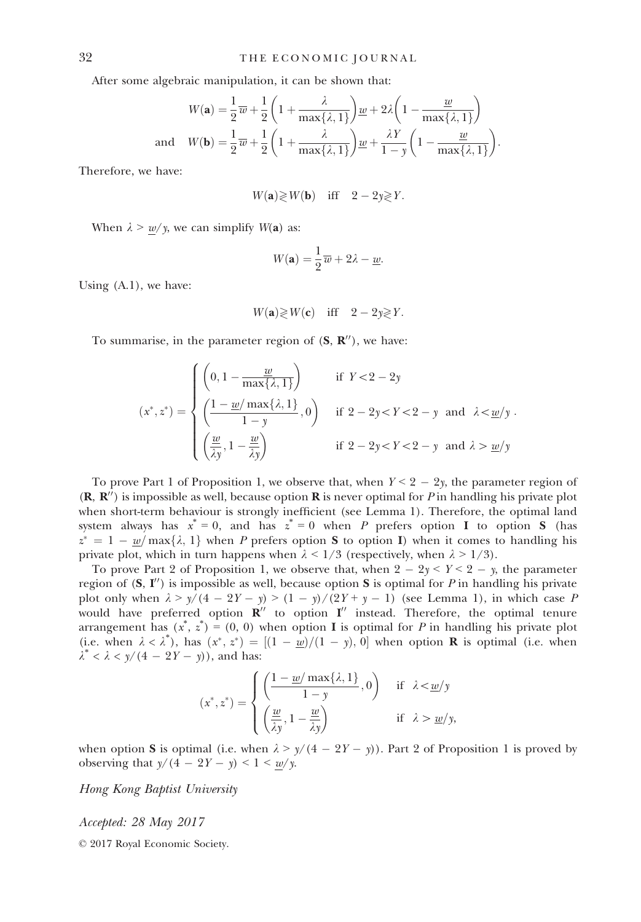After some algebraic manipulation, it can be shown that:

$$W(\mathbf{a}) = \frac{1}{2}\overline{w} + \frac{1}{2}\left(1 + \frac{\lambda}{\max\{\lambda, 1\}}\right)\underline{w} + 2\lambda\left(1 - \frac{\underline{w}}{\max\{\lambda, 1\}}\right)$$

$$\text{and} \quad W(\mathbf{b}) = \frac{1}{2}\overline{w} + \frac{1}{2}\left(1 + \frac{\lambda}{\max\{\lambda, 1\}}\right)\underline{w} + \frac{\lambda Y}{1-y}\left(1 - \frac{\underline{w}}{\max\{\lambda, 1\}}\right).$$

Therefore, we have:

$$W(\mathbf{a}) \gtrless W(\mathbf{b}) \quad \text{iff} \quad 2 - 2y \gtrless Y.$$

When $\lambda > \underline{w}/y$, we can simplify $W(\mathbf{a})$ as:

$$W(\mathbf{a}) = \frac{1}{2}\overline{w} + 2\lambda - \underline{w}.$$

Using (A.1), we have:

$$W(\mathbf{a}) \gtrless W(\mathbf{c}) \quad \text{iff} \quad 2 - 2y \gtrless Y.$$

To summarise, in the parameter region of $(\mathbf{S}, \mathbf{R}'')$, we have:

$$(x^*, z^*) = \begin{cases} \left(0, 1 - \dfrac{\underline{w}}{\max\{\lambda, 1\}}\right) & \text{if } Y < 2 - 2y \\ \left(\dfrac{1 - \underline{w}/\max\{\lambda, 1\}}{1 - y}, 0\right) & \text{if } 2 - 2y < Y < 2 - y \text{ and } \lambda < \underline{w}/y \\ \left(\dfrac{\underline{w}}{\lambda y}, 1 - \dfrac{\underline{w}}{\lambda y}\right) & \text{if } 2 - 2y < Y < 2 - y \text{ and } \lambda > \underline{w}/y \end{cases}.$$

To prove Part 1 of Proposition 1, we observe that, when $Y < 2 - 2y$, the parameter region of $(\mathbf{R}, \mathbf{R}'')$ is impossible as well, because option $\mathbf{R}$ is never optimal for $P$ in handling his private plot when short-term behaviour is strongly inefficient (see Lemma 1). Therefore, the optimal land system always has $x^* = 0$, and has $z^* = 0$ when $P$ prefers option $\mathbf{I}$ to option $\mathbf{S}$ (has $z^* = 1 - \underline{w}/\max\{\lambda, 1\}$ when $P$ prefers option $\mathbf{S}$ to option $\mathbf{I}$) when it comes to handling his private plot, which in turn happens when $\lambda < 1/3$ (respectively, when $\lambda > 1/3$).

To prove Part 2 of Proposition 1, we observe that, when $2 - 2y < Y < 2 - y$, the parameter region of $(\mathbf{S}, \mathbf{I}'')$ is impossible as well, because option $\mathbf{S}$ is optimal for $P$ in handling his private plot only when $\lambda > y/(4 - 2Y - y) > (1 - y)/(2Y + y - 1)$ (see Lemma 1), in which case $P$ would have preferred option $\mathbf{R}''$ to option $\mathbf{I}''$ instead. Therefore, the optimal tenure arrangement has $(x^*, z^*) = (0, 0)$ when option $\mathbf{I}$ is optimal for $P$ in handling his private plot (i.e. when $\lambda < \lambda^*$), has $(x^*, z^*) = [(1 - \underline{w})/(1 - y), 0]$ when option $\mathbf{R}$ is optimal (i.e. when $\lambda^* < \lambda < y/(4 - 2Y - y)$), and has:

$$(x^*, z^*) = \begin{cases} \left(\dfrac{1 - \underline{w}/\max\{\lambda, 1\}}{1 - y}, 0\right) & \text{if } \lambda < \underline{w}/y \\ \left(\dfrac{\underline{w}}{\lambda y}, 1 - \dfrac{\underline{w}}{\lambda y}\right) & \text{if } \lambda > \underline{w}/y, \end{cases}$$

when option $\mathbf{S}$ is optimal (i.e. when $\lambda > y/(4 - 2Y - y)$). Part 2 of Proposition 1 is proved by observing that $y/(4 - 2Y - y) < 1 < \underline{w}/y$.

*Hong Kong Baptist University*

*Accepted: 28 May 2017*

© 2017 Royal Economic Society.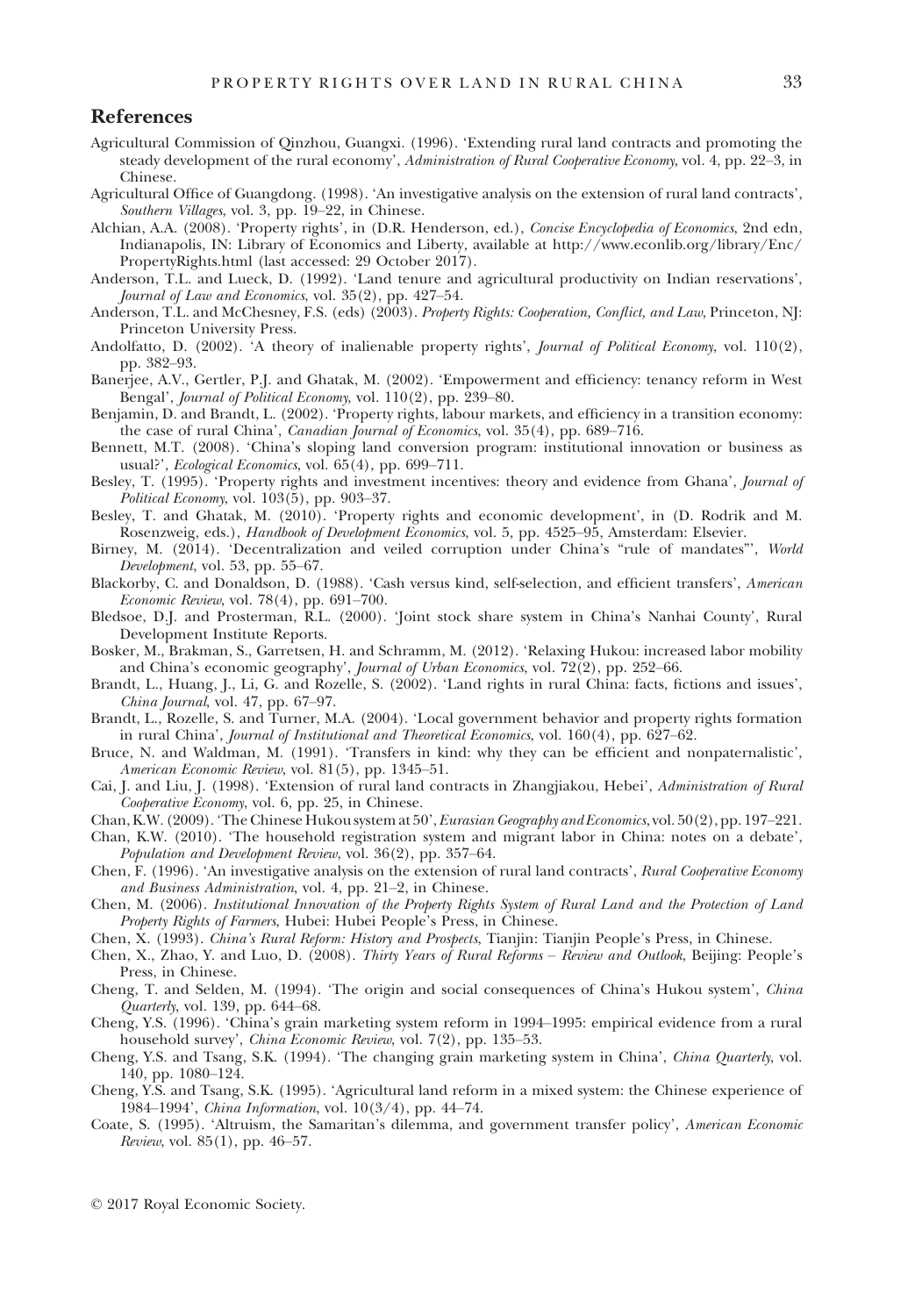## References

Agricultural Commission of Qinzhou, Guangxi. (1996). 'Extending rural land contracts and promoting the steady development of the rural economy', *Administration of Rural Cooperative Economy*, vol. 4, pp. 22–3, in Chinese.

Agricultural Office of Guangdong. (1998). 'An investigative analysis on the extension of rural land contracts', *Southern Villages*, vol. 3, pp. 19–22, in Chinese.

Alchian, A.A. (2008). 'Property rights', in (D.R. Henderson, ed.), *Concise Encyclopedia of Economics*, 2nd edn, Indianapolis, IN: Library of Economics and Liberty, available at http://www.econlib.org/library/Enc/PropertyRights.html (last accessed: 29 October 2017).

Anderson, T.L. and Lueck, D. (1992). 'Land tenure and agricultural productivity on Indian reservations', *Journal of Law and Economics*, vol. 35(2), pp. 427–54.

Anderson, T.L. and McChesney, F.S. (eds) (2003). *Property Rights: Cooperation, Conflict, and Law*, Princeton, NJ: Princeton University Press.

Andolfatto, D. (2002). 'A theory of inalienable property rights', *Journal of Political Economy*, vol. 110(2), pp. 382–93.

Banerjee, A.V., Gertler, P.J. and Ghatak, M. (2002). 'Empowerment and efficiency: tenancy reform in West Bengal', *Journal of Political Economy*, vol. 110(2), pp. 239–80.

Benjamin, D. and Brandt, L. (2002). 'Property rights, labour markets, and efficiency in a transition economy: the case of rural China', *Canadian Journal of Economics*, vol. 35(4), pp. 689–716.

Bennett, M.T. (2008). 'China's sloping land conversion program: institutional innovation or business as usual?', *Ecological Economics*, vol. 65(4), pp. 699–711.

Besley, T. (1995). 'Property rights and investment incentives: theory and evidence from Ghana', *Journal of Political Economy*, vol. 103(5), pp. 903–37.

Besley, T. and Ghatak, M. (2010). 'Property rights and economic development', in (D. Rodrik and M. Rosenzweig, eds.), *Handbook of Development Economics*, vol. 5, pp. 4525–95, Amsterdam: Elsevier.

Birney, M. (2014). 'Decentralization and veiled corruption under China's "rule of mandates"', *World Development*, vol. 53, pp. 55–67.

Blackorby, C. and Donaldson, D. (1988). 'Cash versus kind, self-selection, and efficient transfers', *American Economic Review*, vol. 78(4), pp. 691–700.

Bledsoe, D.J. and Prosterman, R.L. (2000). 'Joint stock share system in China's Nanhai County', Rural Development Institute Reports.

Bosker, M., Brakman, S., Garretsen, H. and Schramm, M. (2012). 'Relaxing Hukou: increased labor mobility and China's economic geography', *Journal of Urban Economics*, vol. 72(2), pp. 252–66.

Brandt, L., Huang, J., Li, G. and Rozelle, S. (2002). 'Land rights in rural China: facts, fictions and issues', *China Journal*, vol. 47, pp. 67–97.

Brandt, L., Rozelle, S. and Turner, M.A. (2004). 'Local government behavior and property rights formation in rural China', *Journal of Institutional and Theoretical Economics*, vol. 160(4), pp. 627–62.

Bruce, N. and Waldman, M. (1991). 'Transfers in kind: why they can be efficient and nonpaternalistic', *American Economic Review*, vol. 81(5), pp. 1345–51.

Cai, J. and Liu, J. (1998). 'Extension of rural land contracts in Zhangjiakou, Hebei', *Administration of Rural Cooperative Economy*, vol. 6, pp. 25, in Chinese.

Chan, K.W. (2009). 'The Chinese Hukou system at 50', *Eurasian Geography and Economics*, vol. 50(2), pp. 197–221.

Chan, K.W. (2010). 'The household registration system and migrant labor in China: notes on a debate', *Population and Development Review*, vol. 36(2), pp. 357–64.

Chen, F. (1996). 'An investigative analysis on the extension of rural land contracts', *Rural Cooperative Economy and Business Administration*, vol. 4, pp. 21–2, in Chinese.

Chen, M. (2006). *Institutional Innovation of the Property Rights System of Rural Land and the Protection of Land Property Rights of Farmers*, Hubei: Hubei People's Press, in Chinese.

Chen, X. (1993). *China's Rural Reform: History and Prospects*, Tianjin: Tianjin People's Press, in Chinese.

Chen, X., Zhao, Y. and Luo, D. (2008). *Thirty Years of Rural Reforms – Review and Outlook*, Beijing: People's Press, in Chinese.

Cheng, T. and Selden, M. (1994). 'The origin and social consequences of China's Hukou system', *China Quarterly*, vol. 139, pp. 644–68.

Cheng, Y.S. (1996). 'China's grain marketing system reform in 1994–1995: empirical evidence from a rural household survey', *China Economic Review*, vol. 7(2), pp. 135–53.

Cheng, Y.S. and Tsang, S.K. (1994). 'The changing grain marketing system in China', *China Quarterly*, vol. 140, pp. 1080–124.

Cheng, Y.S. and Tsang, S.K. (1995). 'Agricultural land reform in a mixed system: the Chinese experience of 1984–1994', *China Information*, vol. 10(3/4), pp. 44–74.

Coate, S. (1995). 'Altruism, the Samaritan's dilemma, and government transfer policy', *American Economic Review*, vol. 85(1), pp. 46–57.

© 2017 Royal Economic Society.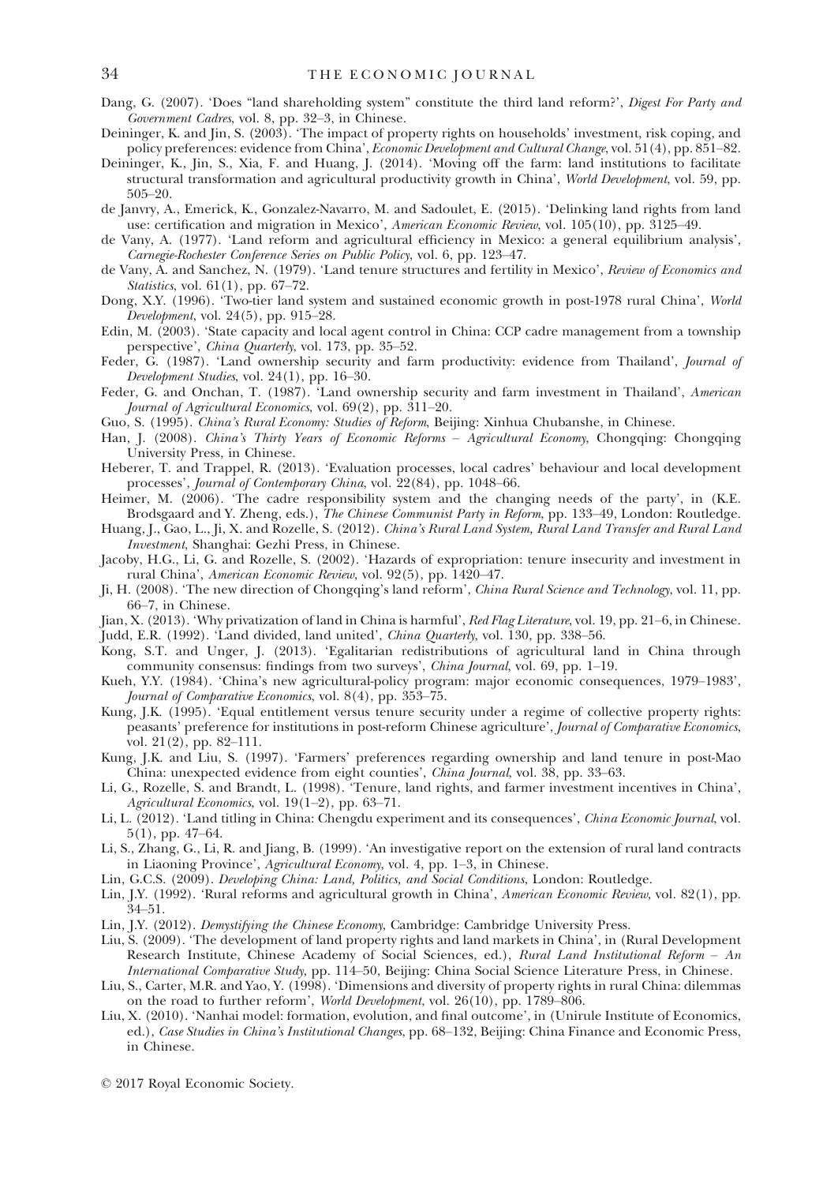Dang, G. (2007). 'Does "land shareholding system" constitute the third land reform?', *Digest For Party and Government Cadres*, vol. 8, pp. 32–3, in Chinese.

Deininger, K. and Jin, S. (2003). 'The impact of property rights on households' investment, risk coping, and policy preferences: evidence from China', *Economic Development and Cultural Change*, vol. 51(4), pp. 851–82.

Deininger, K., Jin, S., Xia, F. and Huang, J. (2014). 'Moving off the farm: land institutions to facilitate structural transformation and agricultural productivity growth in China', *World Development*, vol. 59, pp. 505–20.

de Janvry, A., Emerick, K., Gonzalez-Navarro, M. and Sadoulet, E. (2015). 'Delinking land rights from land use: certification and migration in Mexico', *American Economic Review*, vol. 105(10), pp. 3125–49.

de Vany, A. (1977). 'Land reform and agricultural efficiency in Mexico: a general equilibrium analysis', *Carnegie-Rochester Conference Series on Public Policy*, vol. 6, pp. 123–47.

de Vany, A. and Sanchez, N. (1979). 'Land tenure structures and fertility in Mexico', *Review of Economics and Statistics*, vol. 61(1), pp. 67–72.

Dong, X.Y. (1996). 'Two-tier land system and sustained economic growth in post-1978 rural China', *World Development*, vol. 24(5), pp. 915–28.

Edin, M. (2003). 'State capacity and local agent control in China: CCP cadre management from a township perspective', *China Quarterly*, vol. 173, pp. 35–52.

Feder, G. (1987). 'Land ownership security and farm productivity: evidence from Thailand', *Journal of Development Studies*, vol. 24(1), pp. 16–30.

Feder, G. and Onchan, T. (1987). 'Land ownership security and farm investment in Thailand', *American Journal of Agricultural Economics*, vol. 69(2), pp. 311–20.

Guo, S. (1995). *China's Rural Economy: Studies of Reform*, Beijing: Xinhua Chubanshe, in Chinese.

Han, J. (2008). *China's Thirty Years of Economic Reforms – Agricultural Economy*, Chongqing: Chongqing University Press, in Chinese.

Heberer, T. and Trappel, R. (2013). 'Evaluation processes, local cadres' behaviour and local development processes', *Journal of Contemporary China*, vol. 22(84), pp. 1048–66.

Heimer, M. (2006). 'The cadre responsibility system and the changing needs of the party', in (K.E. Brodsgaard and Y. Zheng, eds.), *The Chinese Communist Party in Reform*, pp. 133–49, London: Routledge.

Huang, J., Gao, L., Ji, X. and Rozelle, S. (2012). *China's Rural Land System, Rural Land Transfer and Rural Land Investment*, Shanghai: Gezhi Press, in Chinese.

Jacoby, H.G., Li, G. and Rozelle, S. (2002). 'Hazards of expropriation: tenure insecurity and investment in rural China', *American Economic Review*, vol. 92(5), pp. 1420–47.

Ji, H. (2008). 'The new direction of Chongqing's land reform', *China Rural Science and Technology*, vol. 11, pp. 66–7, in Chinese.

Jian, X. (2013). 'Why privatization of land in China is harmful', *Red Flag Literature*, vol. 19, pp. 21–6, in Chinese.

Judd, E.R. (1992). 'Land divided, land united', *China Quarterly*, vol. 130, pp. 338–56.

Kong, S.T. and Unger, J. (2013). 'Egalitarian redistributions of agricultural land in China through community consensus: findings from two surveys', *China Journal*, vol. 69, pp. 1–19.

Kueh, Y.Y. (1984). 'China's new agricultural-policy program: major economic consequences, 1979–1983', *Journal of Comparative Economics*, vol. 8(4), pp. 353–75.

Kung, J.K. (1995). 'Equal entitlement versus tenure security under a regime of collective property rights: peasants' preference for institutions in post-reform Chinese agriculture', *Journal of Comparative Economics*, vol. 21(2), pp. 82–111.

Kung, J.K. and Liu, S. (1997). 'Farmers' preferences regarding ownership and land tenure in post-Mao China: unexpected evidence from eight counties', *China Journal*, vol. 38, pp. 33–63.

Li, G., Rozelle, S. and Brandt, L. (1998). 'Tenure, land rights, and farmer investment incentives in China', *Agricultural Economics*, vol. 19(1–2), pp. 63–71.

Li, L. (2012). 'Land titling in China: Chengdu experiment and its consequences', *China Economic Journal*, vol. 5(1), pp. 47–64.

Li, S., Zhang, G., Li, R. and Jiang, B. (1999). 'An investigative report on the extension of rural land contracts in Liaoning Province', *Agricultural Economy*, vol. 4, pp. 1–3, in Chinese.

Lin, G.C.S. (2009). *Developing China: Land, Politics, and Social Conditions*, London: Routledge.

Lin, J.Y. (1992). 'Rural reforms and agricultural growth in China', *American Economic Review*, vol. 82(1), pp. 34–51.

Lin, J.Y. (2012). *Demystifying the Chinese Economy*, Cambridge: Cambridge University Press.

Liu, S. (2009). 'The development of land property rights and land markets in China', in (Rural Development Research Institute, Chinese Academy of Social Sciences, ed.), *Rural Land Institutional Reform – An International Comparative Study*, pp. 114–50, Beijing: China Social Science Literature Press, in Chinese.

Liu, S., Carter, M.R. and Yao, Y. (1998). 'Dimensions and diversity of property rights in rural China: dilemmas on the road to further reform', *World Development*, vol. 26(10), pp. 1789–806.

Liu, X. (2010). 'Nanhai model: formation, evolution, and final outcome', in (Unirule Institute of Economics, ed.), *Case Studies in China's Institutional Changes*, pp. 68–132, Beijing: China Finance and Economic Press, in Chinese.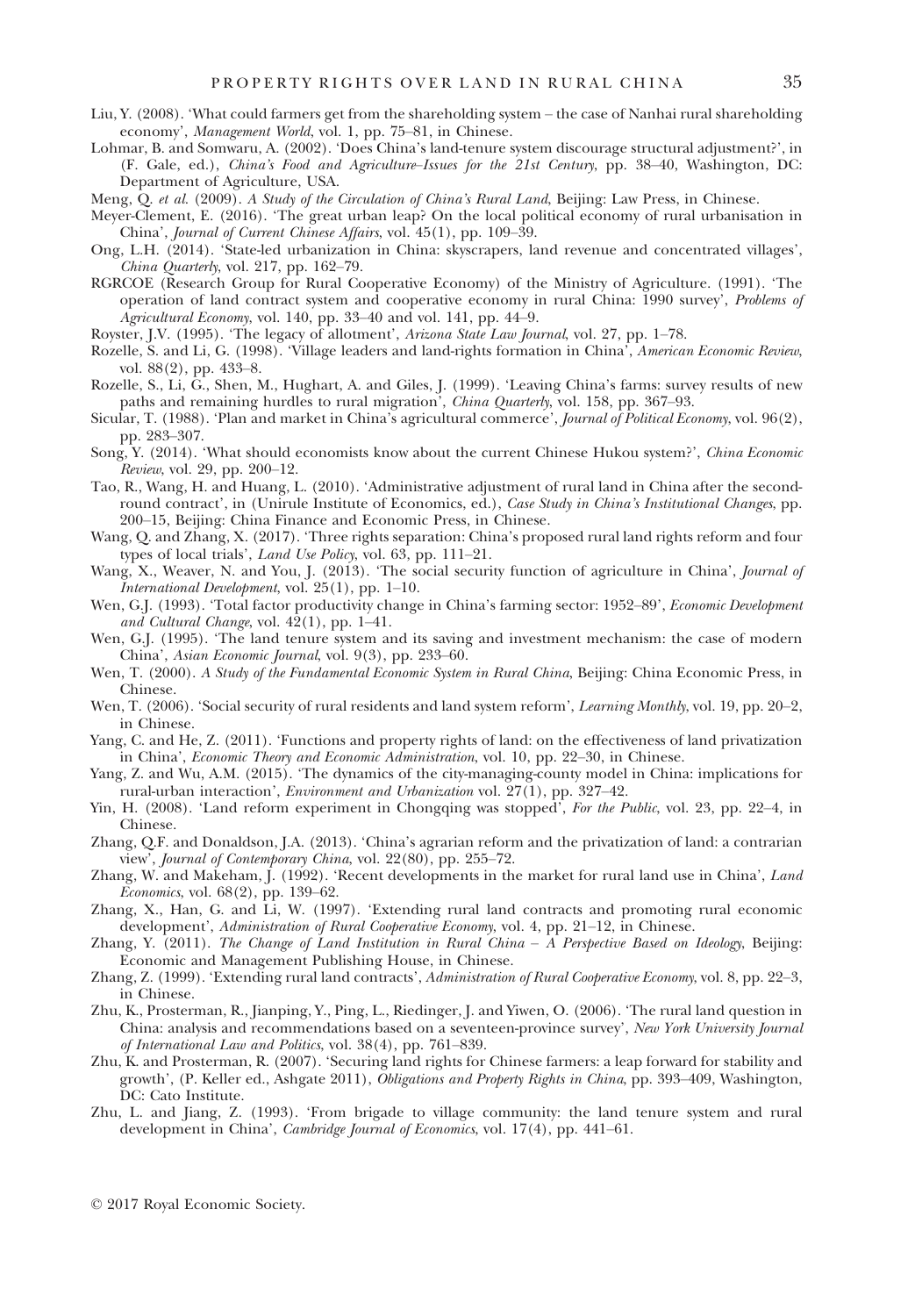Liu, Y. (2008). 'What could farmers get from the shareholding system – the case of Nanhai rural shareholding economy', *Management World*, vol. 1, pp. 75–81, in Chinese.

Lohmar, B. and Somwaru, A. (2002). 'Does China's land-tenure system discourage structural adjustment?', in (F. Gale, ed.), *China's Food and Agriculture–Issues for the 21st Century*, pp. 38–40, Washington, DC: Department of Agriculture, USA.

Meng, Q. *et al.* (2009). *A Study of the Circulation of China's Rural Land*, Beijing: Law Press, in Chinese.

Meyer-Clement, E. (2016). 'The great urban leap? On the local political economy of rural urbanisation in China', *Journal of Current Chinese Affairs*, vol. 45(1), pp. 109–39.

Ong, L.H. (2014). 'State-led urbanization in China: skyscrapers, land revenue and concentrated villages', *China Quarterly*, vol. 217, pp. 162–79.

RGRCOE (Research Group for Rural Cooperative Economy) of the Ministry of Agriculture. (1991). 'The operation of land contract system and cooperative economy in rural China: 1990 survey', *Problems of Agricultural Economy*, vol. 140, pp. 33–40 and vol. 141, pp. 44–9.

Royster, J.V. (1995). 'The legacy of allotment', *Arizona State Law Journal*, vol. 27, pp. 1–78.

Rozelle, S. and Li, G. (1998). 'Village leaders and land-rights formation in China', *American Economic Review*, vol. 88(2), pp. 433–8.

Rozelle, S., Li, G., Shen, M., Hughart, A. and Giles, J. (1999). 'Leaving China's farms: survey results of new paths and remaining hurdles to rural migration', *China Quarterly*, vol. 158, pp. 367–93.

Sicular, T. (1988). 'Plan and market in China's agricultural commerce', *Journal of Political Economy*, vol. 96(2), pp. 283–307.

Song, Y. (2014). 'What should economists know about the current Chinese Hukou system?', *China Economic Review*, vol. 29, pp. 200–12.

Tao, R., Wang, H. and Huang, L. (2010). 'Administrative adjustment of rural land in China after the second-round contract', in (Unirule Institute of Economics, ed.), *Case Study in China's Institutional Changes*, pp. 200–15, Beijing: China Finance and Economic Press, in Chinese.

Wang, Q. and Zhang, X. (2017). 'Three rights separation: China's proposed rural land rights reform and four types of local trials', *Land Use Policy*, vol. 63, pp. 111–21.

Wang, X., Weaver, N. and You, J. (2013). 'The social security function of agriculture in China', *Journal of International Development*, vol. 25(1), pp. 1–10.

Wen, G.J. (1993). 'Total factor productivity change in China's farming sector: 1952–89', *Economic Development and Cultural Change*, vol. 42(1), pp. 1–41.

Wen, G.J. (1995). 'The land tenure system and its saving and investment mechanism: the case of modern China', *Asian Economic Journal*, vol. 9(3), pp. 233–60.

Wen, T. (2000). *A Study of the Fundamental Economic System in Rural China*, Beijing: China Economic Press, in Chinese.

Wen, T. (2006). 'Social security of rural residents and land system reform', *Learning Monthly*, vol. 19, pp. 20–2, in Chinese.

Yang, C. and He, Z. (2011). 'Functions and property rights of land: on the effectiveness of land privatization in China', *Economic Theory and Economic Administration*, vol. 10, pp. 22–30, in Chinese.

Yang, Z. and Wu, A.M. (2015). 'The dynamics of the city-managing-county model in China: implications for rural-urban interaction', *Environment and Urbanization* vol. 27(1), pp. 327–42.

Yin, H. (2008). 'Land reform experiment in Chongqing was stopped', *For the Public*, vol. 23, pp. 22–4, in Chinese.

Zhang, Q.F. and Donaldson, J.A. (2013). 'China's agrarian reform and the privatization of land: a contrarian view', *Journal of Contemporary China*, vol. 22(80), pp. 255–72.

Zhang, W. and Makeham, J. (1992). 'Recent developments in the market for rural land use in China', *Land Economics*, vol. 68(2), pp. 139–62.

Zhang, X., Han, G. and Li, W. (1997). 'Extending rural land contracts and promoting rural economic development', *Administration of Rural Cooperative Economy*, vol. 4, pp. 21–12, in Chinese.

Zhang, Y. (2011). *The Change of Land Institution in Rural China – A Perspective Based on Ideology*, Beijing: Economic and Management Publishing House, in Chinese.

Zhang, Z. (1999). 'Extending rural land contracts', *Administration of Rural Cooperative Economy*, vol. 8, pp. 22–3, in Chinese.

Zhu, K., Prosterman, R., Jianping, Y., Ping, L., Riedinger, J. and Yiwen, O. (2006). 'The rural land question in China: analysis and recommendations based on a seventeen-province survey', *New York University Journal of International Law and Politics*, vol. 38(4), pp. 761–839.

Zhu, K. and Prosterman, R. (2007). 'Securing land rights for Chinese farmers: a leap forward for stability and growth', (P. Keller ed., Ashgate 2011), *Obligations and Property Rights in China*, pp. 393–409, Washington, DC: Cato Institute.

Zhu, L. and Jiang, Z. (1993). 'From brigade to village community: the land tenure system and rural development in China', *Cambridge Journal of Economics*, vol. 17(4), pp. 441–61.